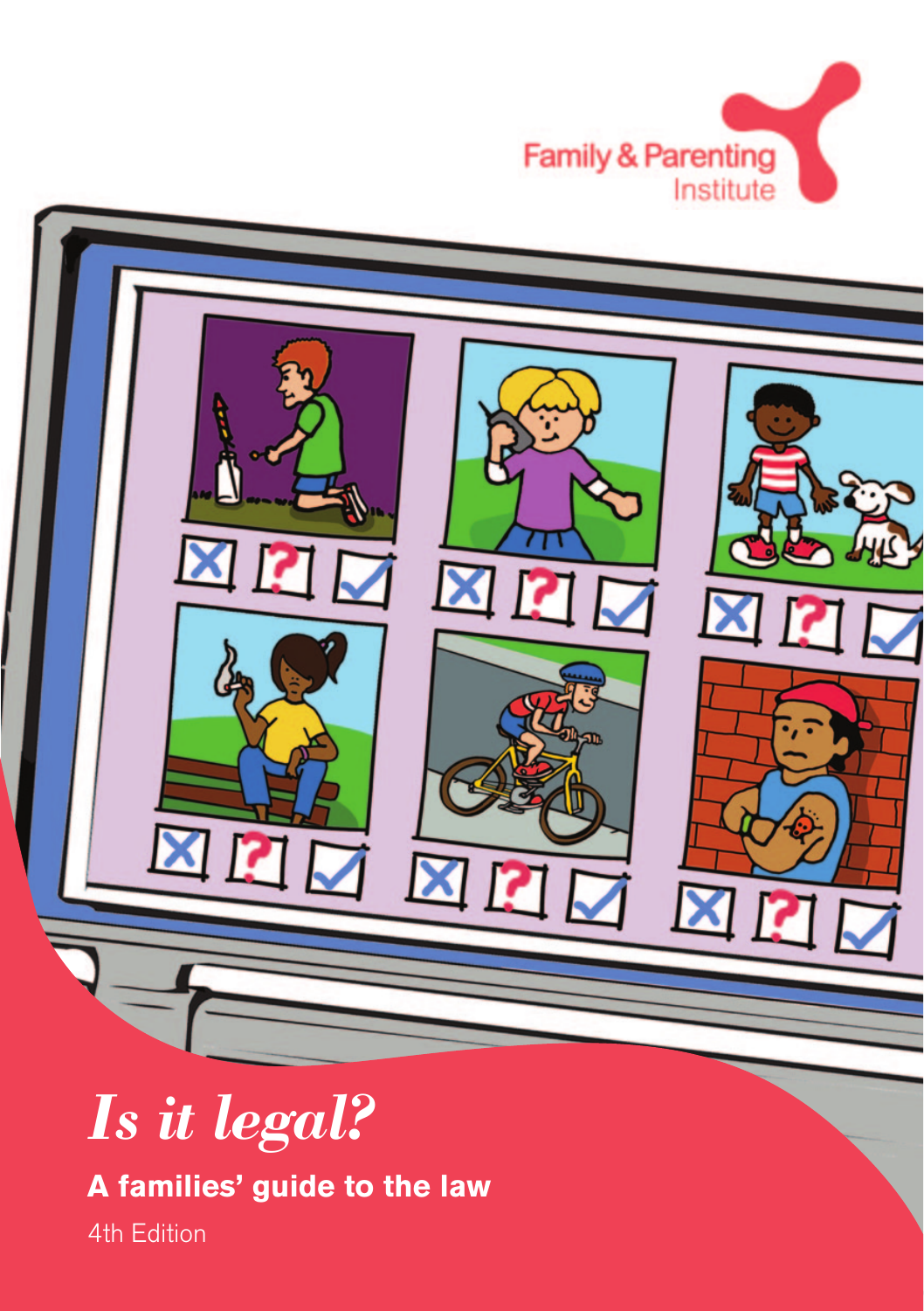Family & Parenting Institute

# *Is it legal?*

**A families' guide to the law**

4th Edition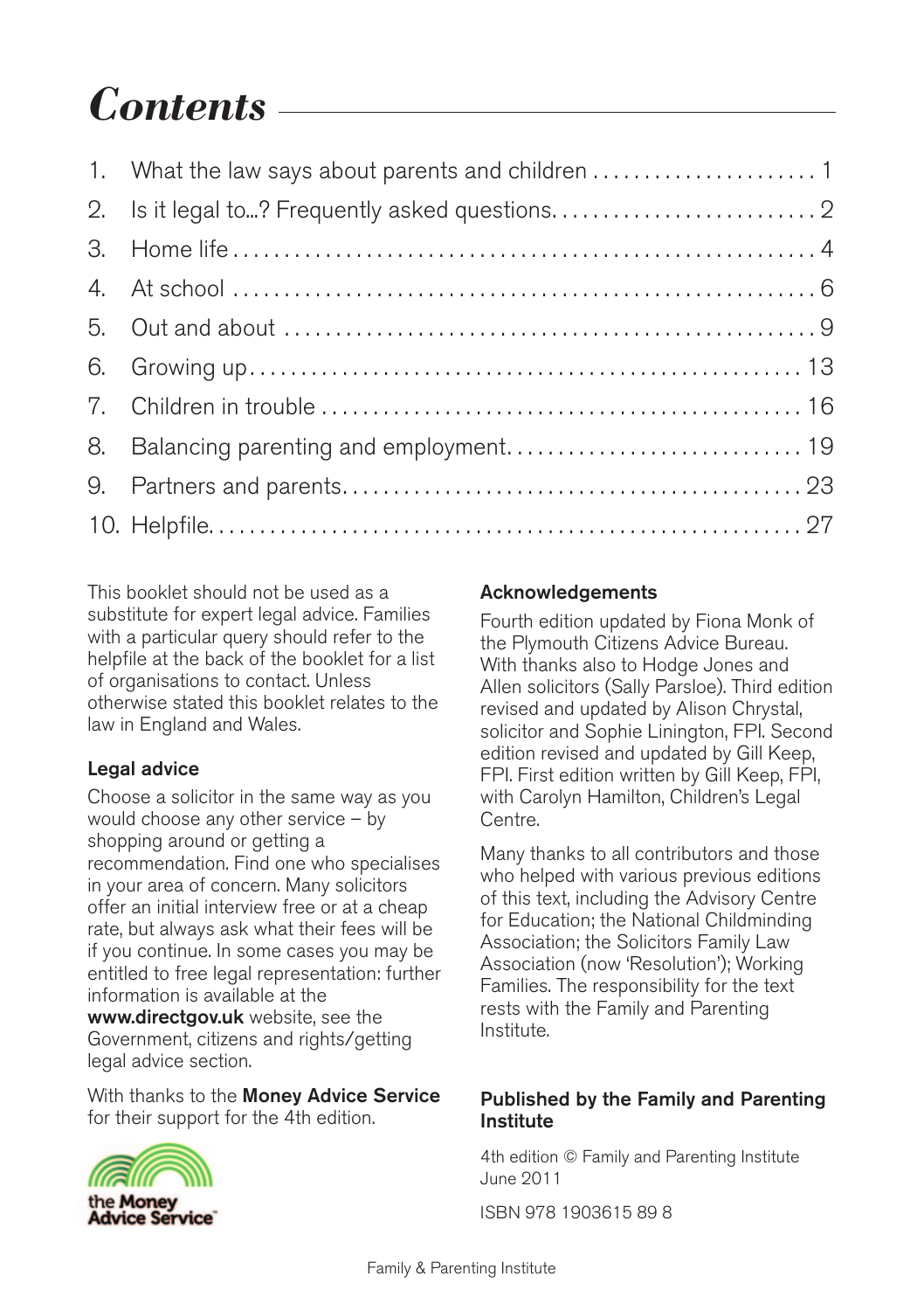# *Contents*

1. What the law says about parents and children ...................... 1
2. Is it legal to...? Frequently asked questions.......................... 2
3. Home life......................................................... 4
4. At school ........................................................ 6
5. Out and about .................................................... 9
6. Growing up....................................................... 13
7. Children in trouble ............................................... 16
8. Balancing parenting and employment............................ 19
9. Partners and parents............................................. 23
10. Helpfile.......................................................... 27

This booklet should not be used as a substitute for expert legal advice. Families with a particular query should refer to the helpfile at the back of the booklet for a list of organisations to contact. Unless otherwise stated this booklet relates to the law in England and Wales.

**Legal advice**

Choose a solicitor in the same way as you would choose any other service – by shopping around or getting a recommendation. Find one who specialises in your area of concern. Many solicitors offer an initial interview free or at a cheap rate, but always ask what their fees will be if you continue. In some cases you may be entitled to free legal representation: further information is available at the **www.directgov.uk** website, see the Government, citizens and rights/getting legal advice section.

With thanks to the **Money Advice Service** for their support for the 4th edition.

the Money Advice Service

**Acknowledgements**

Fourth edition updated by Fiona Monk of the Plymouth Citizens Advice Bureau. With thanks also to Hodge Jones and Allen solicitors (Sally Parsloe). Third edition revised and updated by Alison Chrystal, solicitor and Sophie Linington, FPI. Second edition revised and updated by Gill Keep, FPI. First edition written by Gill Keep, FPI, with Carolyn Hamilton, Children's Legal Centre.

Many thanks to all contributors and those who helped with various previous editions of this text, including the Advisory Centre for Education; the National Childminding Association; the Solicitors Family Law Association (now 'Resolution'); Working Families. The responsibility for the text rests with the Family and Parenting Institute.

**Published by the Family and Parenting Institute**

4th edition © Family and Parenting Institute June 2011

ISBN 978 1903615 89 8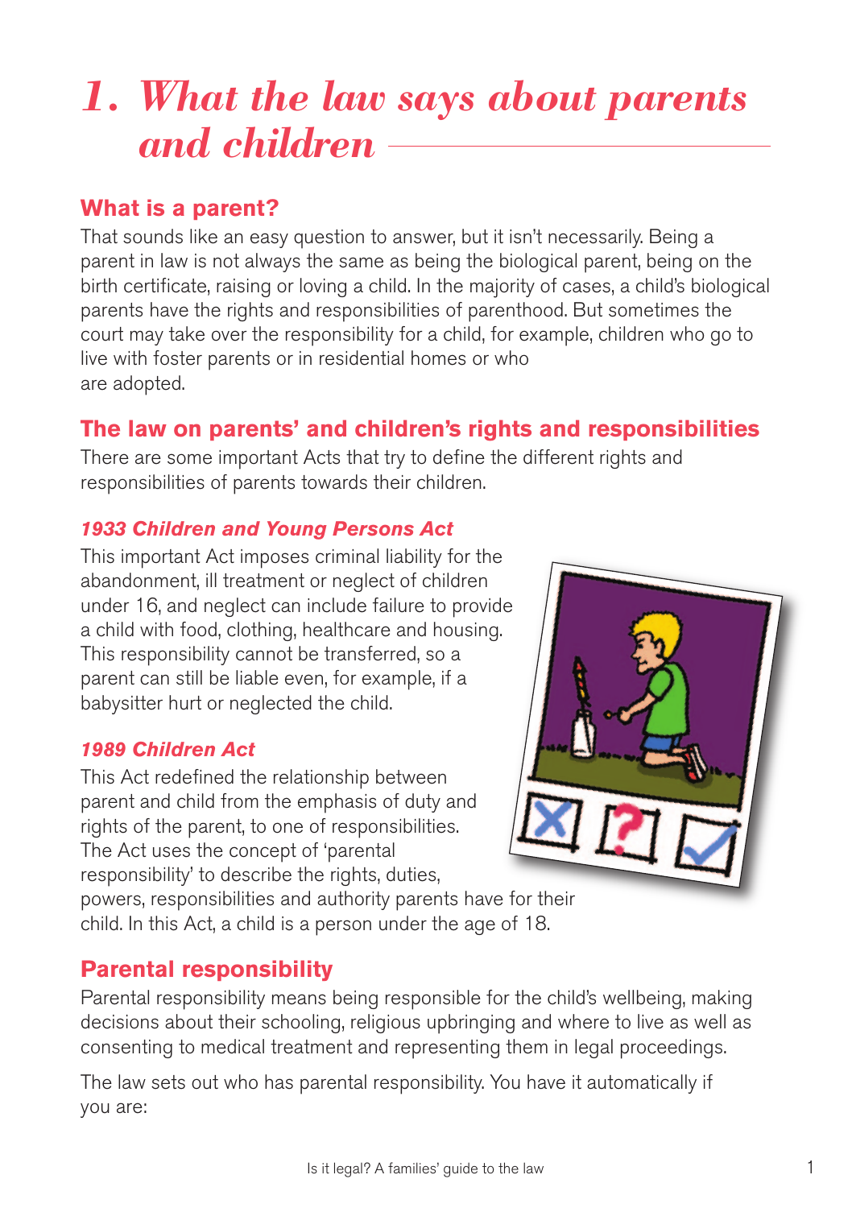# 1. What the law says about parents and children

## What is a parent?

That sounds like an easy question to answer, but it isn't necessarily. Being a parent in law is not always the same as being the biological parent, being on the birth certificate, raising or loving a child. In the majority of cases, a child's biological parents have the rights and responsibilities of parenthood. But sometimes the court may take over the responsibility for a child, for example, children who go to live with foster parents or in residential homes or who are adopted.

## The law on parents' and children's rights and responsibilities

There are some important Acts that try to define the different rights and responsibilities of parents towards their children.

### *1933 Children and Young Persons Act*

This important Act imposes criminal liability for the abandonment, ill treatment or neglect of children under 16, and neglect can include failure to provide a child with food, clothing, healthcare and housing. This responsibility cannot be transferred, so a parent can still be liable even, for example, if a babysitter hurt or neglected the child.

### *1989 Children Act*

This Act redefined the relationship between parent and child from the emphasis of duty and rights of the parent, to one of responsibilities. The Act uses the concept of 'parental responsibility' to describe the rights, duties, powers, responsibilities and authority parents have for their child. In this Act, a child is a person under the age of 18.

## Parental responsibility

Parental responsibility means being responsible for the child's wellbeing, making decisions about their schooling, religious upbringing and where to live as well as consenting to medical treatment and representing them in legal proceedings.

The law sets out who has parental responsibility. You have it automatically if you are: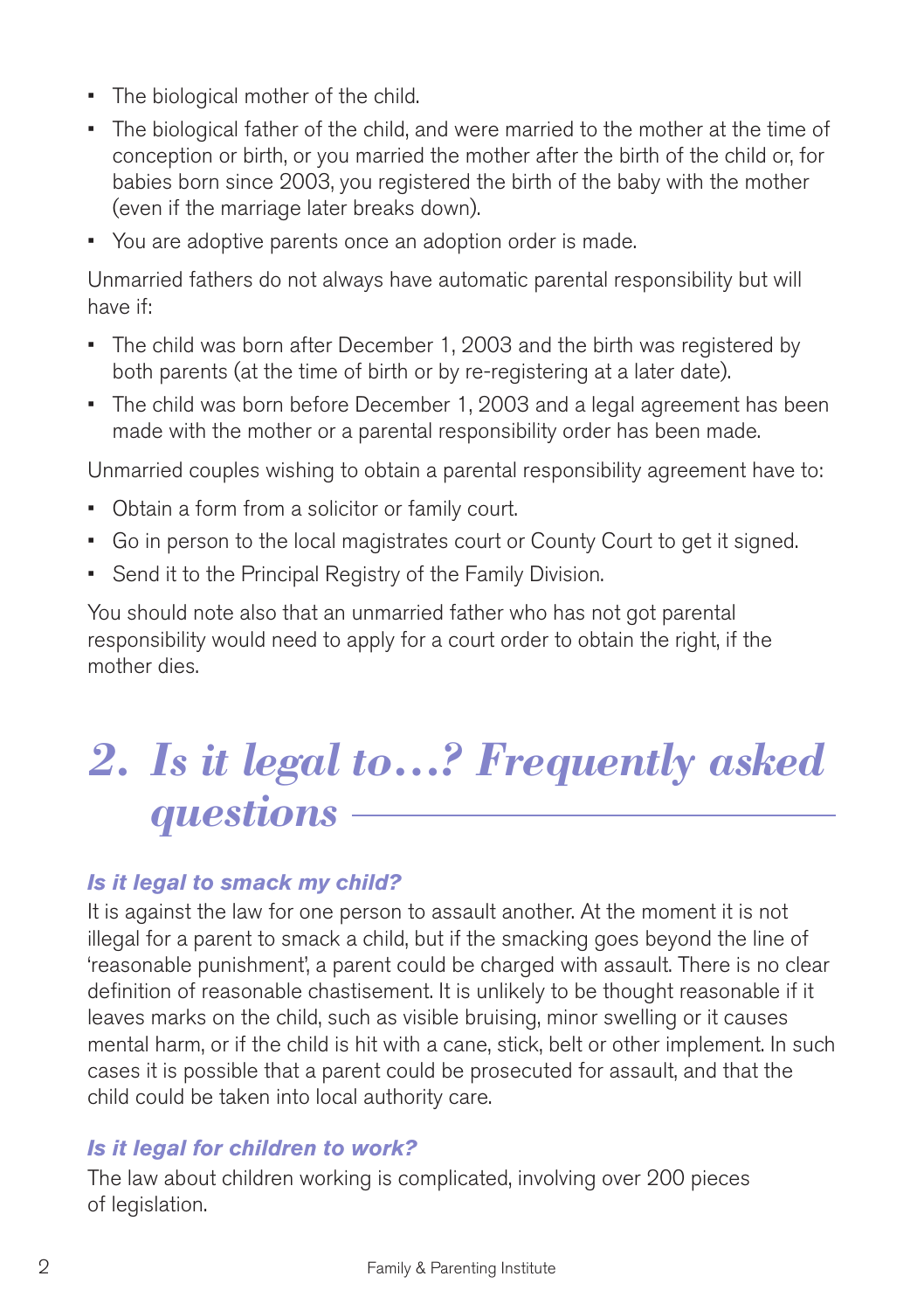- The biological mother of the child.
- The biological father of the child, and were married to the mother at the time of conception or birth, or you married the mother after the birth of the child or, for babies born since 2003, you registered the birth of the baby with the mother (even if the marriage later breaks down).
- You are adoptive parents once an adoption order is made.

Unmarried fathers do not always have automatic parental responsibility but will have if:

- The child was born after December 1, 2003 and the birth was registered by both parents (at the time of birth or by re-registering at a later date).
- The child was born before December 1, 2003 and a legal agreement has been made with the mother or a parental responsibility order has been made.

Unmarried couples wishing to obtain a parental responsibility agreement have to:

- Obtain a form from a solicitor or family court.
- Go in person to the local magistrates court or County Court to get it signed.
- Send it to the Principal Registry of the Family Division.

You should note also that an unmarried father who has not got parental responsibility would need to apply for a court order to obtain the right, if the mother dies.

# 2. *Is it legal to…? Frequently asked questions*

### *Is it legal to smack my child?*

It is against the law for one person to assault another. At the moment it is not illegal for a parent to smack a child, but if the smacking goes beyond the line of 'reasonable punishment', a parent could be charged with assault. There is no clear definition of reasonable chastisement. It is unlikely to be thought reasonable if it leaves marks on the child, such as visible bruising, minor swelling or it causes mental harm, or if the child is hit with a cane, stick, belt or other implement. In such cases it is possible that a parent could be prosecuted for assault, and that the child could be taken into local authority care.

### *Is it legal for children to work?*

The law about children working is complicated, involving over 200 pieces of legislation.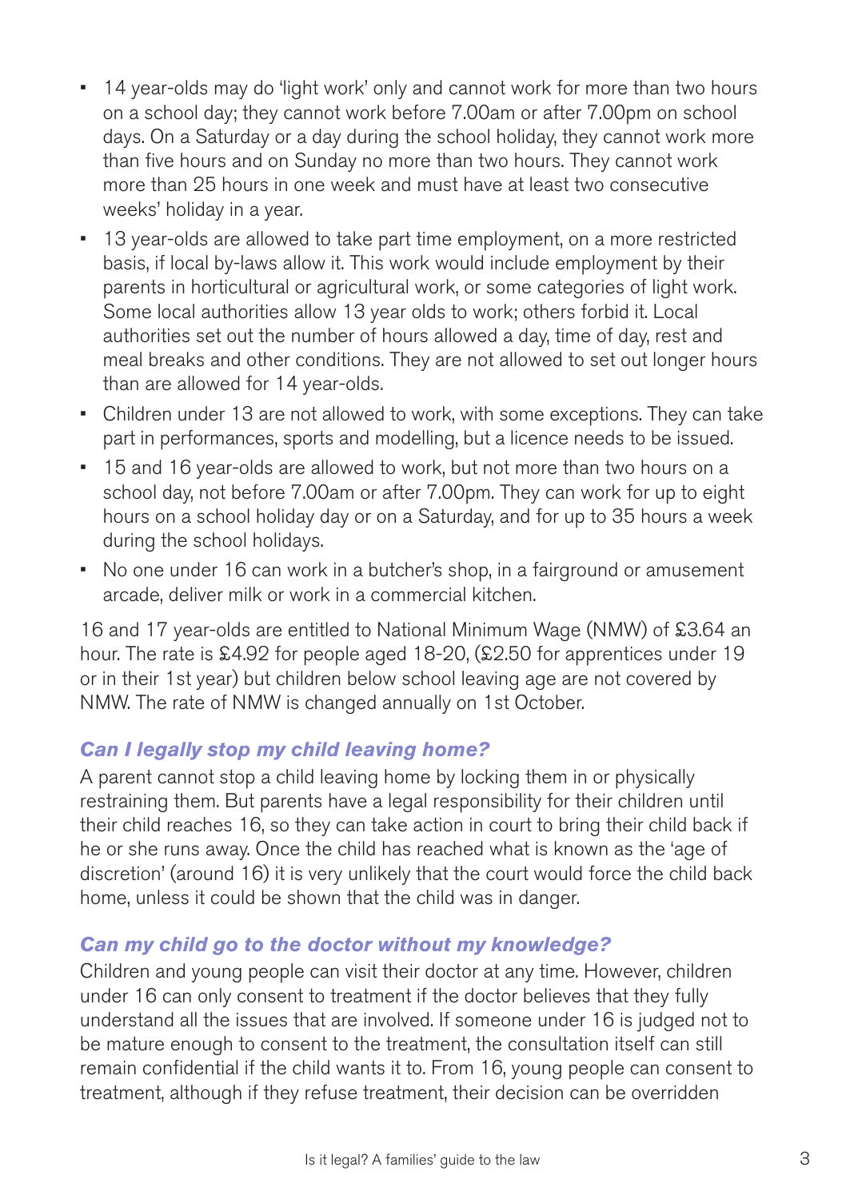- 14 year-olds may do 'light work' only and cannot work for more than two hours on a school day; they cannot work before 7.00am or after 7.00pm on school days. On a Saturday or a day during the school holiday, they cannot work more than five hours and on Sunday no more than two hours. They cannot work more than 25 hours in one week and must have at least two consecutive weeks' holiday in a year.
- 13 year-olds are allowed to take part time employment, on a more restricted basis, if local by-laws allow it. This work would include employment by their parents in horticultural or agricultural work, or some categories of light work. Some local authorities allow 13 year olds to work; others forbid it. Local authorities set out the number of hours allowed a day, time of day, rest and meal breaks and other conditions. They are not allowed to set out longer hours than are allowed for 14 year-olds.
- Children under 13 are not allowed to work, with some exceptions. They can take part in performances, sports and modelling, but a licence needs to be issued.
- 15 and 16 year-olds are allowed to work, but not more than two hours on a school day, not before 7.00am or after 7.00pm. They can work for up to eight hours on a school holiday day or on a Saturday, and for up to 35 hours a week during the school holidays.
- No one under 16 can work in a butcher's shop, in a fairground or amusement arcade, deliver milk or work in a commercial kitchen.

16 and 17 year-olds are entitled to National Minimum Wage (NMW) of £3.64 an hour. The rate is £4.92 for people aged 18-20, (£2.50 for apprentices under 19 or in their 1st year) but children below school leaving age are not covered by NMW. The rate of NMW is changed annually on 1st October.

### *Can I legally stop my child leaving home?*

A parent cannot stop a child leaving home by locking them in or physically restraining them. But parents have a legal responsibility for their children until their child reaches 16, so they can take action in court to bring their child back if he or she runs away. Once the child has reached what is known as the 'age of discretion' (around 16) it is very unlikely that the court would force the child back home, unless it could be shown that the child was in danger.

### *Can my child go to the doctor without my knowledge?*

Children and young people can visit their doctor at any time. However, children under 16 can only consent to treatment if the doctor believes that they fully understand all the issues that are involved. If someone under 16 is judged not to be mature enough to consent to the treatment, the consultation itself can still remain confidential if the child wants it to. From 16, young people can consent to treatment, although if they refuse treatment, their decision can be overridden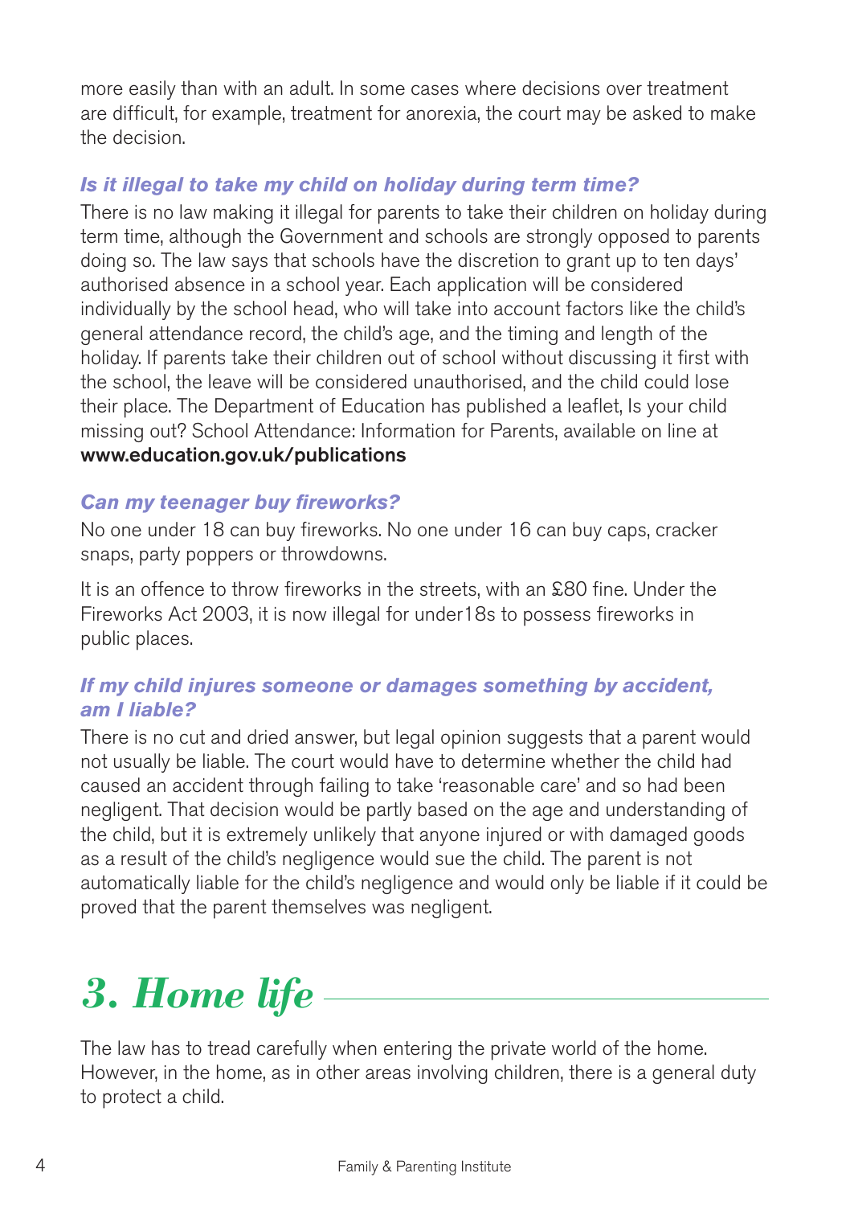more easily than with an adult. In some cases where decisions over treatment are difficult, for example, treatment for anorexia, the court may be asked to make the decision.

### *Is it illegal to take my child on holiday during term time?*

There is no law making it illegal for parents to take their children on holiday during term time, although the Government and schools are strongly opposed to parents doing so. The law says that schools have the discretion to grant up to ten days' authorised absence in a school year. Each application will be considered individually by the school head, who will take into account factors like the child's general attendance record, the child's age, and the timing and length of the holiday. If parents take their children out of school without discussing it first with the school, the leave will be considered unauthorised, and the child could lose their place. The Department of Education has published a leaflet, Is your child missing out? School Attendance: Information for Parents, available on line at **www.education.gov.uk/publications**

### *Can my teenager buy fireworks?*

No one under 18 can buy fireworks. No one under 16 can buy caps, cracker snaps, party poppers or throwdowns.

It is an offence to throw fireworks in the streets, with an £80 fine. Under the Fireworks Act 2003, it is now illegal for under18s to possess fireworks in public places.

### *If my child injures someone or damages something by accident, am I liable?*

There is no cut and dried answer, but legal opinion suggests that a parent would not usually be liable. The court would have to determine whether the child had caused an accident through failing to take 'reasonable care' and so had been negligent. That decision would be partly based on the age and understanding of the child, but it is extremely unlikely that anyone injured or with damaged goods as a result of the child's negligence would sue the child. The parent is not automatically liable for the child's negligence and would only be liable if it could be proved that the parent themselves was negligent.

## *3. Home life*

The law has to tread carefully when entering the private world of the home. However, in the home, as in other areas involving children, there is a general duty to protect a child.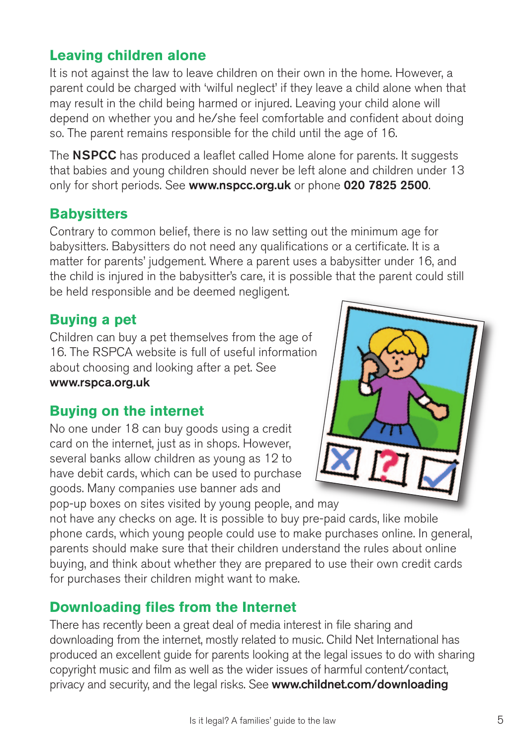## Leaving children alone

It is not against the law to leave children on their own in the home. However, a parent could be charged with 'wilful neglect' if they leave a child alone when that may result in the child being harmed or injured. Leaving your child alone will depend on whether you and he/she feel comfortable and confident about doing so. The parent remains responsible for the child until the age of 16.

The **NSPCC** has produced a leaflet called Home alone for parents. It suggests that babies and young children should never be left alone and children under 13 only for short periods. See **www.nspcc.org.uk** or phone **020 7825 2500**.

## Babysitters

Contrary to common belief, there is no law setting out the minimum age for babysitters. Babysitters do not need any qualifications or a certificate. It is a matter for parents' judgement. Where a parent uses a babysitter under 16, and the child is injured in the babysitter's care, it is possible that the parent could still be held responsible and be deemed negligent.

## Buying a pet

Children can buy a pet themselves from the age of 16. The RSPCA website is full of useful information about choosing and looking after a pet. See **www.rspca.org.uk**

## Buying on the internet

No one under 18 can buy goods using a credit card on the internet, just as in shops. However, several banks allow children as young as 12 to have debit cards, which can be used to purchase goods. Many companies use banner ads and pop-up boxes on sites visited by young people, and may not have any checks on age. It is possible to buy pre-paid cards, like mobile phone cards, which young people could use to make purchases online. In general, parents should make sure that their children understand the rules about online buying, and think about whether they are prepared to use their own credit cards for purchases their children might want to make.

## Downloading files from the Internet

There has recently been a great deal of media interest in file sharing and downloading from the internet, mostly related to music. Child Net International has produced an excellent guide for parents looking at the legal issues to do with sharing copyright music and film as well as the wider issues of harmful content/contact, privacy and security, and the legal risks. See **www.childnet.com/downloading**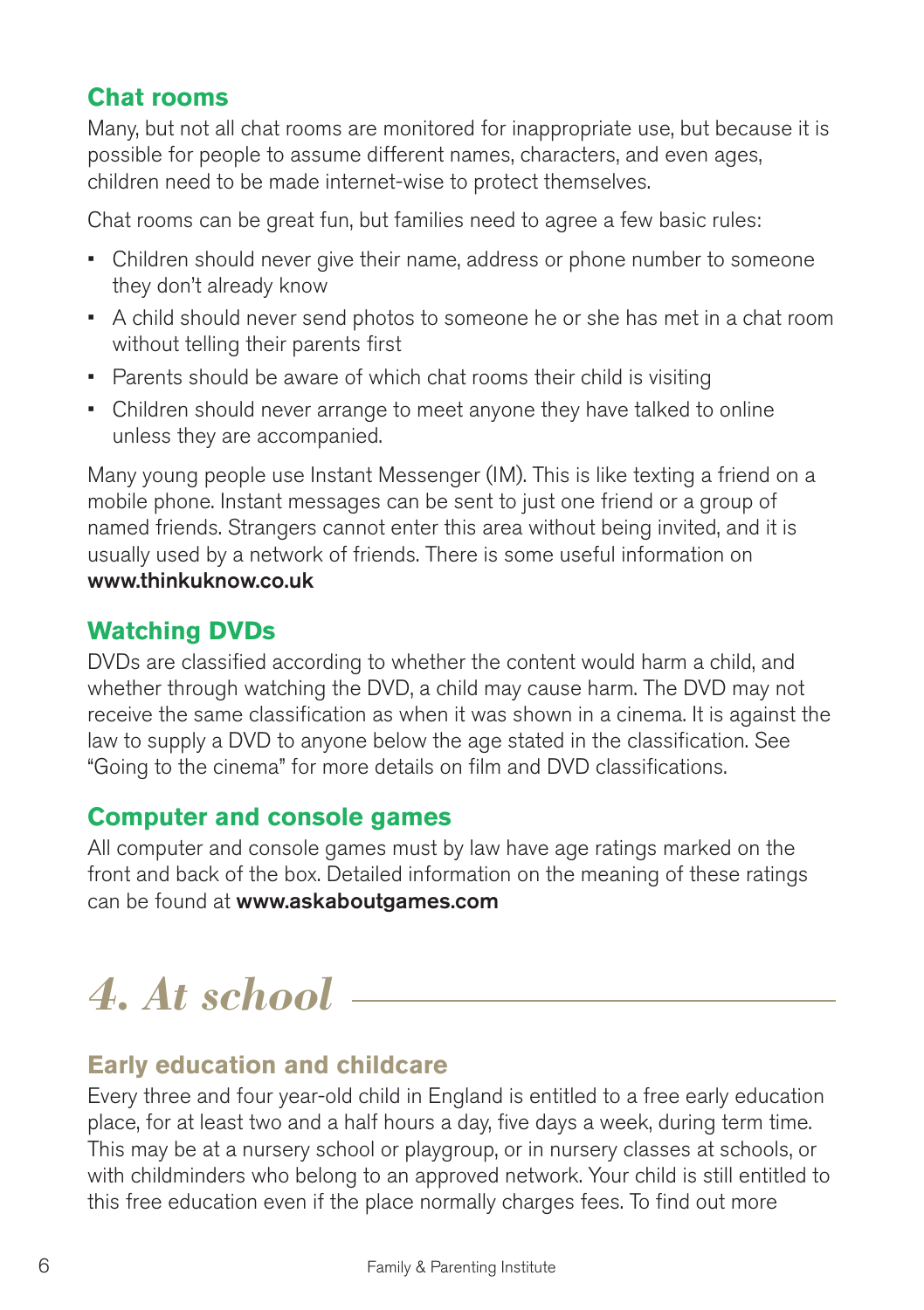### Chat rooms

Many, but not all chat rooms are monitored for inappropriate use, but because it is possible for people to assume different names, characters, and even ages, children need to be made internet-wise to protect themselves.

Chat rooms can be great fun, but families need to agree a few basic rules:

- Children should never give their name, address or phone number to someone they don't already know
- A child should never send photos to someone he or she has met in a chat room without telling their parents first
- Parents should be aware of which chat rooms their child is visiting
- Children should never arrange to meet anyone they have talked to online unless they are accompanied.

Many young people use Instant Messenger (IM). This is like texting a friend on a mobile phone. Instant messages can be sent to just one friend or a group of named friends. Strangers cannot enter this area without being invited, and it is usually used by a network of friends. There is some useful information on **www.thinkuknow.co.uk**

### Watching DVDs

DVDs are classified according to whether the content would harm a child, and whether through watching the DVD, a child may cause harm. The DVD may not receive the same classification as when it was shown in a cinema. It is against the law to supply a DVD to anyone below the age stated in the classification. See "Going to the cinema" for more details on film and DVD classifications.

### Computer and console games

All computer and console games must by law have age ratings marked on the front and back of the box. Detailed information on the meaning of these ratings can be found at **www.askaboutgames.com**

## *4. At school*

### Early education and childcare

Every three and four year-old child in England is entitled to a free early education place, for at least two and a half hours a day, five days a week, during term time. This may be at a nursery school or playgroup, or in nursery classes at schools, or with childminders who belong to an approved network. Your child is still entitled to this free education even if the place normally charges fees. To find out more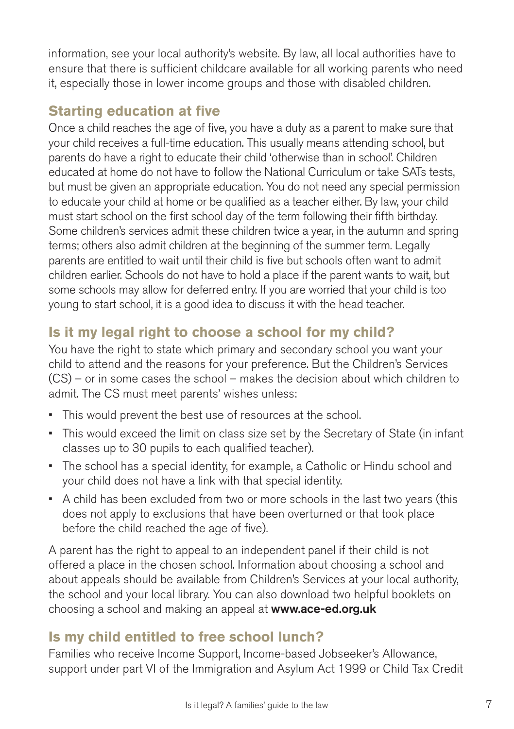information, see your local authority's website. By law, all local authorities have to ensure that there is sufficient childcare available for all working parents who need it, especially those in lower income groups and those with disabled children.

## Starting education at five

Once a child reaches the age of five, you have a duty as a parent to make sure that your child receives a full-time education. This usually means attending school, but parents do have a right to educate their child 'otherwise than in school'. Children educated at home do not have to follow the National Curriculum or take SATs tests, but must be given an appropriate education. You do not need any special permission to educate your child at home or be qualified as a teacher either. By law, your child must start school on the first school day of the term following their fifth birthday. Some children's services admit these children twice a year, in the autumn and spring terms; others also admit children at the beginning of the summer term. Legally parents are entitled to wait until their child is five but schools often want to admit children earlier. Schools do not have to hold a place if the parent wants to wait, but some schools may allow for deferred entry. If you are worried that your child is too young to start school, it is a good idea to discuss it with the head teacher.

## Is it my legal right to choose a school for my child?

You have the right to state which primary and secondary school you want your child to attend and the reasons for your preference. But the Children's Services (CS) – or in some cases the school – makes the decision about which children to admit. The CS must meet parents' wishes unless:

- This would prevent the best use of resources at the school.
- This would exceed the limit on class size set by the Secretary of State (in infant classes up to 30 pupils to each qualified teacher).
- The school has a special identity, for example, a Catholic or Hindu school and your child does not have a link with that special identity.
- A child has been excluded from two or more schools in the last two years (this does not apply to exclusions that have been overturned or that took place before the child reached the age of five).

A parent has the right to appeal to an independent panel if their child is not offered a place in the chosen school. Information about choosing a school and about appeals should be available from Children's Services at your local authority, the school and your local library. You can also download two helpful booklets on choosing a school and making an appeal at **www.ace-ed.org.uk**

## Is my child entitled to free school lunch?

Families who receive Income Support, Income-based Jobseeker's Allowance, support under part VI of the Immigration and Asylum Act 1999 or Child Tax Credit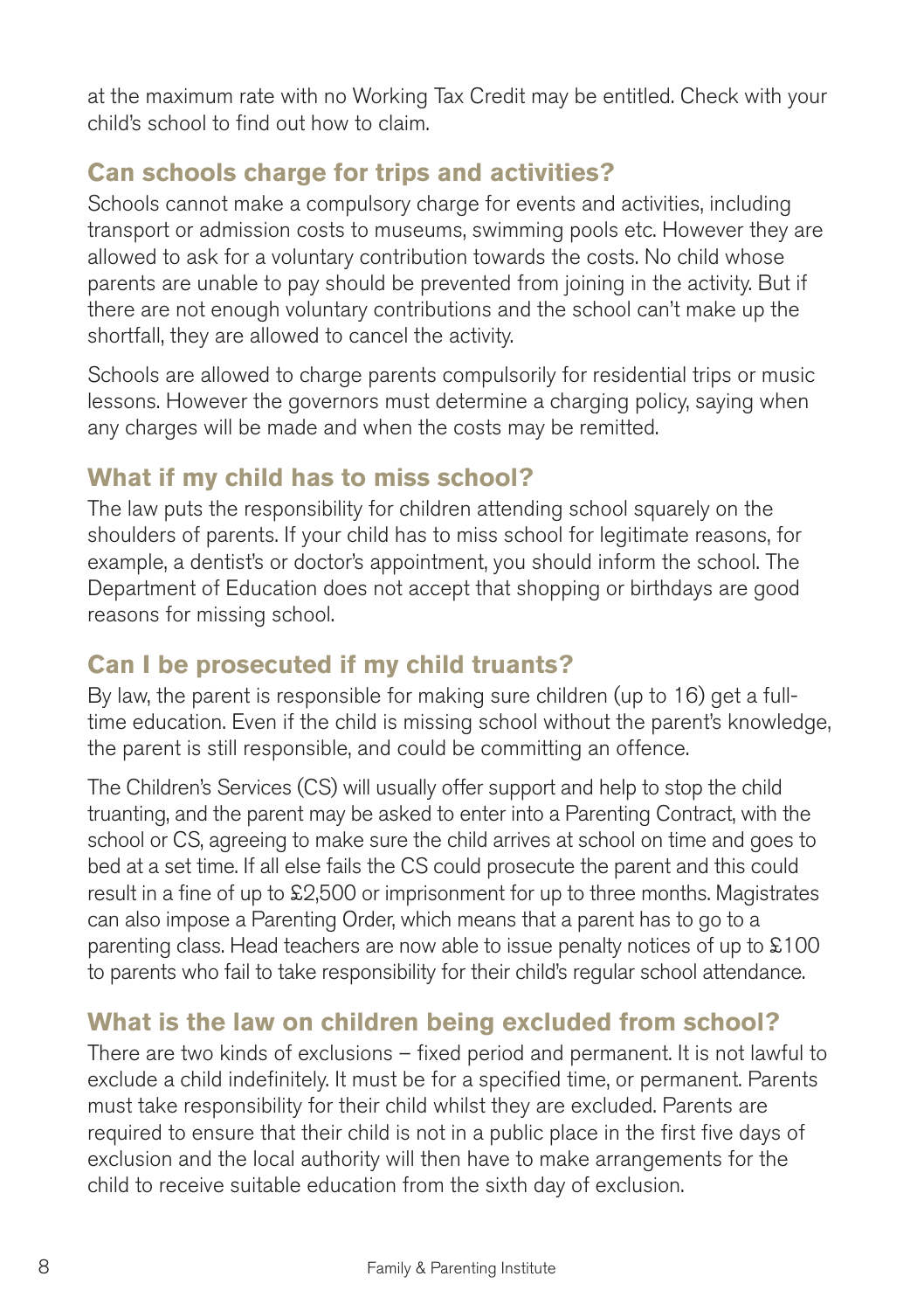at the maximum rate with no Working Tax Credit may be entitled. Check with your child's school to find out how to claim.

## Can schools charge for trips and activities?

Schools cannot make a compulsory charge for events and activities, including transport or admission costs to museums, swimming pools etc. However they are allowed to ask for a voluntary contribution towards the costs. No child whose parents are unable to pay should be prevented from joining in the activity. But if there are not enough voluntary contributions and the school can't make up the shortfall, they are allowed to cancel the activity.

Schools are allowed to charge parents compulsorily for residential trips or music lessons. However the governors must determine a charging policy, saying when any charges will be made and when the costs may be remitted.

## What if my child has to miss school?

The law puts the responsibility for children attending school squarely on the shoulders of parents. If your child has to miss school for legitimate reasons, for example, a dentist's or doctor's appointment, you should inform the school. The Department of Education does not accept that shopping or birthdays are good reasons for missing school.

## Can I be prosecuted if my child truants?

By law, the parent is responsible for making sure children (up to 16) get a full-time education. Even if the child is missing school without the parent's knowledge, the parent is still responsible, and could be committing an offence.

The Children's Services (CS) will usually offer support and help to stop the child truanting, and the parent may be asked to enter into a Parenting Contract, with the school or CS, agreeing to make sure the child arrives at school on time and goes to bed at a set time. If all else fails the CS could prosecute the parent and this could result in a fine of up to £2,500 or imprisonment for up to three months. Magistrates can also impose a Parenting Order, which means that a parent has to go to a parenting class. Head teachers are now able to issue penalty notices of up to £100 to parents who fail to take responsibility for their child's regular school attendance.

## What is the law on children being excluded from school?

There are two kinds of exclusions – fixed period and permanent. It is not lawful to exclude a child indefinitely. It must be for a specified time, or permanent. Parents must take responsibility for their child whilst they are excluded. Parents are required to ensure that their child is not in a public place in the first five days of exclusion and the local authority will then have to make arrangements for the child to receive suitable education from the sixth day of exclusion.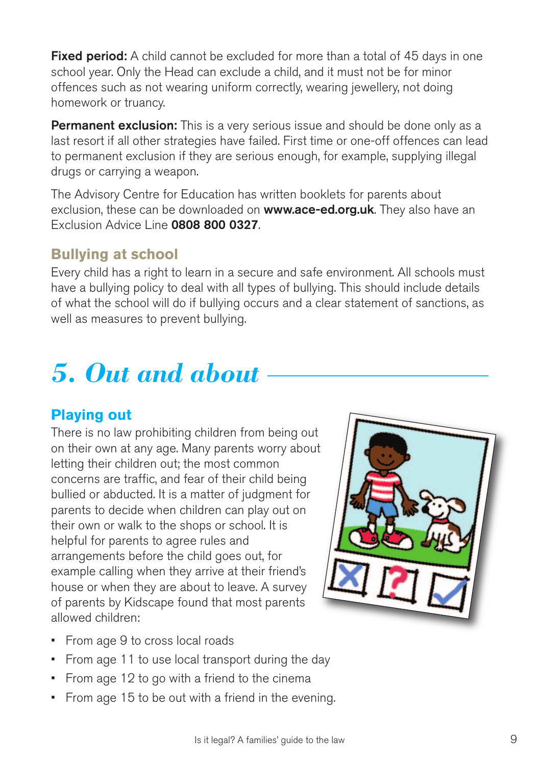**Fixed period:** A child cannot be excluded for more than a total of 45 days in one school year. Only the Head can exclude a child, and it must not be for minor offences such as not wearing uniform correctly, wearing jewellery, not doing homework or truancy.

**Permanent exclusion:** This is a very serious issue and should be done only as a last resort if all other strategies have failed. First time or one-off offences can lead to permanent exclusion if they are serious enough, for example, supplying illegal drugs or carrying a weapon.

The Advisory Centre for Education has written booklets for parents about exclusion, these can be downloaded on **www.ace-ed.org.uk**. They also have an Exclusion Advice Line **0808 800 0327**.

### Bullying at school

Every child has a right to learn in a secure and safe environment. All schools must have a bullying policy to deal with all types of bullying. This should include details of what the school will do if bullying occurs and a clear statement of sanctions, as well as measures to prevent bullying.

# *5. Out and about*

### Playing out

There is no law prohibiting children from being out on their own at any age. Many parents worry about letting their children out; the most common concerns are traffic, and fear of their child being bullied or abducted. It is a matter of judgment for parents to decide when children can play out on their own or walk to the shops or school. It is helpful for parents to agree rules and arrangements before the child goes out, for example calling when they arrive at their friend's house or when they are about to leave. A survey of parents by Kidscape found that most parents allowed children:

- From age 9 to cross local roads
- From age 11 to use local transport during the day
- From age 12 to go with a friend to the cinema
- From age 15 to be out with a friend in the evening.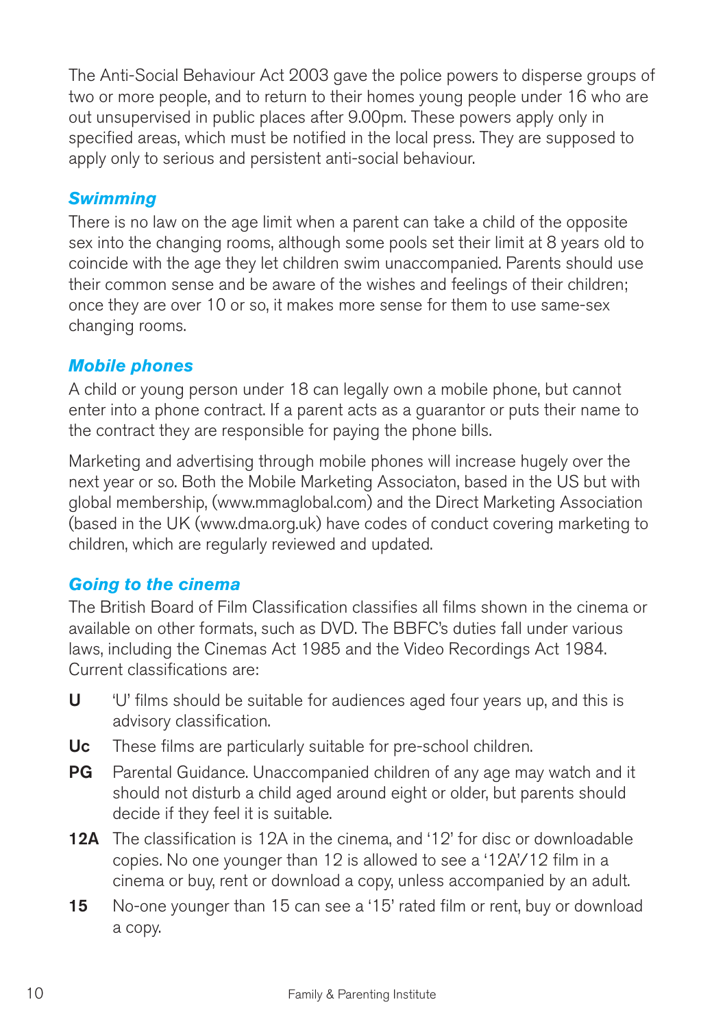The Anti-Social Behaviour Act 2003 gave the police powers to disperse groups of two or more people, and to return to their homes young people under 16 who are out unsupervised in public places after 9.00pm. These powers apply only in specified areas, which must be notified in the local press. They are supposed to apply only to serious and persistent anti-social behaviour.

### *Swimming*

There is no law on the age limit when a parent can take a child of the opposite sex into the changing rooms, although some pools set their limit at 8 years old to coincide with the age they let children swim unaccompanied. Parents should use their common sense and be aware of the wishes and feelings of their children; once they are over 10 or so, it makes more sense for them to use same-sex changing rooms.

### *Mobile phones*

A child or young person under 18 can legally own a mobile phone, but cannot enter into a phone contract. If a parent acts as a guarantor or puts their name to the contract they are responsible for paying the phone bills.

Marketing and advertising through mobile phones will increase hugely over the next year or so. Both the Mobile Marketing Associaton, based in the US but with global membership, (www.mmaglobal.com) and the Direct Marketing Association (based in the UK (www.dma.org.uk) have codes of conduct covering marketing to children, which are regularly reviewed and updated.

### *Going to the cinema*

The British Board of Film Classification classifies all films shown in the cinema or available on other formats, such as DVD. The BBFC's duties fall under various laws, including the Cinemas Act 1985 and the Video Recordings Act 1984. Current classifications are:

- **U** 'U' films should be suitable for audiences aged four years up, and this is advisory classification.
- **Uc** These films are particularly suitable for pre-school children.
- **PG** Parental Guidance. Unaccompanied children of any age may watch and it should not disturb a child aged around eight or older, but parents should decide if they feel it is suitable.
- **12A** The classification is 12A in the cinema, and '12' for disc or downloadable copies. No one younger than 12 is allowed to see a '12A'/12 film in a cinema or buy, rent or download a copy, unless accompanied by an adult.
- **15** No-one younger than 15 can see a '15' rated film or rent, buy or download a copy.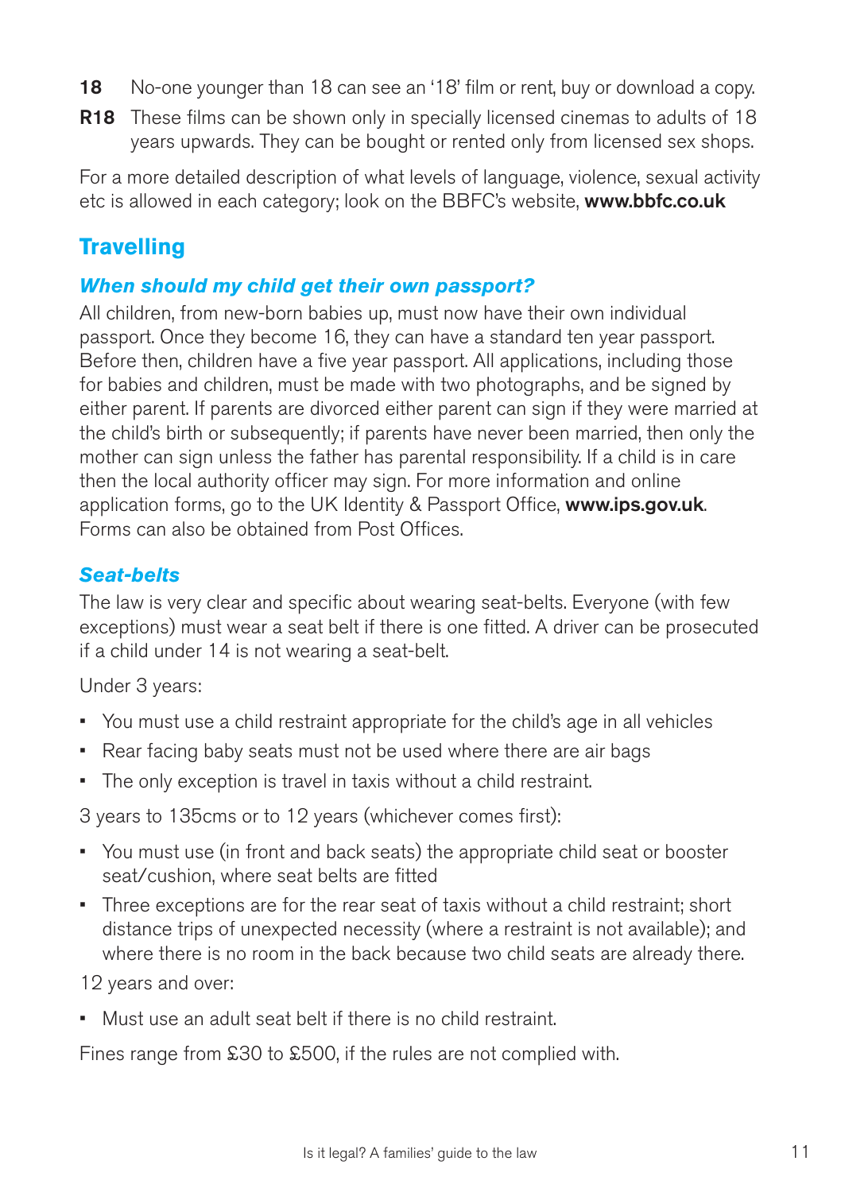**18** No-one younger than 18 can see an '18' film or rent, buy or download a copy.

**R18** These films can be shown only in specially licensed cinemas to adults of 18 years upwards. They can be bought or rented only from licensed sex shops.

For a more detailed description of what levels of language, violence, sexual activity etc is allowed in each category; look on the BBFC's website, **www.bbfc.co.uk**

## Travelling

### *When should my child get their own passport?*

All children, from new-born babies up, must now have their own individual passport. Once they become 16, they can have a standard ten year passport. Before then, children have a five year passport. All applications, including those for babies and children, must be made with two photographs, and be signed by either parent. If parents are divorced either parent can sign if they were married at the child's birth or subsequently; if parents have never been married, then only the mother can sign unless the father has parental responsibility. If a child is in care then the local authority officer may sign. For more information and online application forms, go to the UK Identity & Passport Office, **www.ips.gov.uk**. Forms can also be obtained from Post Offices.

### *Seat-belts*

The law is very clear and specific about wearing seat-belts. Everyone (with few exceptions) must wear a seat belt if there is one fitted. A driver can be prosecuted if a child under 14 is not wearing a seat-belt.

Under 3 years:

- You must use a child restraint appropriate for the child's age in all vehicles
- Rear facing baby seats must not be used where there are air bags
- The only exception is travel in taxis without a child restraint.

3 years to 135cms or to 12 years (whichever comes first):

- You must use (in front and back seats) the appropriate child seat or booster seat/cushion, where seat belts are fitted
- Three exceptions are for the rear seat of taxis without a child restraint; short distance trips of unexpected necessity (where a restraint is not available); and where there is no room in the back because two child seats are already there.

12 years and over:

- Must use an adult seat belt if there is no child restraint.

Fines range from £30 to £500, if the rules are not complied with.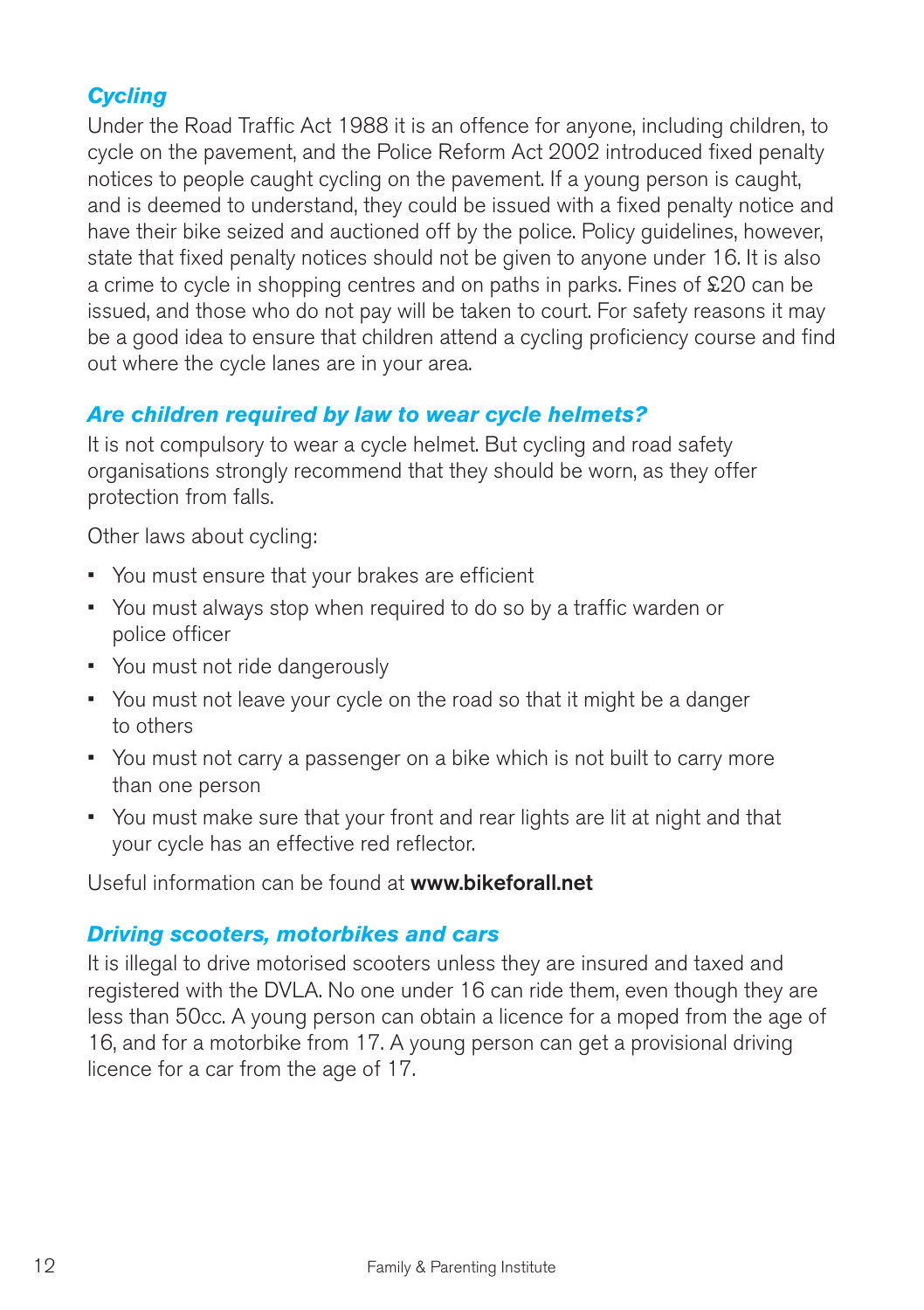### *Cycling*

Under the Road Traffic Act 1988 it is an offence for anyone, including children, to cycle on the pavement, and the Police Reform Act 2002 introduced fixed penalty notices to people caught cycling on the pavement. If a young person is caught, and is deemed to understand, they could be issued with a fixed penalty notice and have their bike seized and auctioned off by the police. Policy guidelines, however, state that fixed penalty notices should not be given to anyone under 16. It is also a crime to cycle in shopping centres and on paths in parks. Fines of £20 can be issued, and those who do not pay will be taken to court. For safety reasons it may be a good idea to ensure that children attend a cycling proficiency course and find out where the cycle lanes are in your area.

### *Are children required by law to wear cycle helmets?*

It is not compulsory to wear a cycle helmet. But cycling and road safety organisations strongly recommend that they should be worn, as they offer protection from falls.

Other laws about cycling:

- You must ensure that your brakes are efficient
- You must always stop when required to do so by a traffic warden or police officer
- You must not ride dangerously
- You must not leave your cycle on the road so that it might be a danger to others
- You must not carry a passenger on a bike which is not built to carry more than one person
- You must make sure that your front and rear lights are lit at night and that your cycle has an effective red reflector.

Useful information can be found at **www.bikeforall.net**

### *Driving scooters, motorbikes and cars*

It is illegal to drive motorised scooters unless they are insured and taxed and registered with the DVLA. No one under 16 can ride them, even though they are less than 50cc. A young person can obtain a licence for a moped from the age of 16, and for a motorbike from 17. A young person can get a provisional driving licence for a car from the age of 17.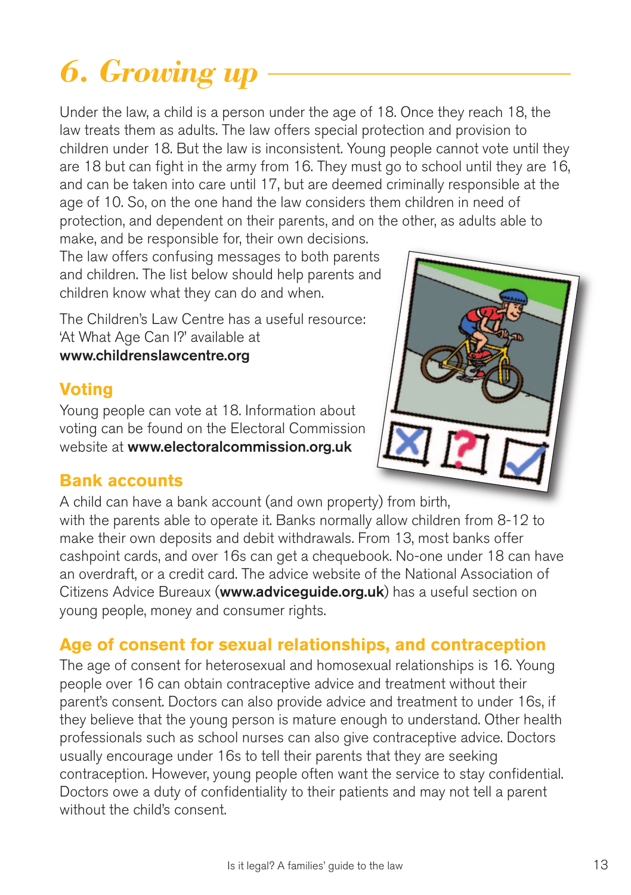# 6. Growing up

Under the law, a child is a person under the age of 18. Once they reach 18, the law treats them as adults. The law offers special protection and provision to children under 18. But the law is inconsistent. Young people cannot vote until they are 18 but can fight in the army from 16. They must go to school until they are 16, and can be taken into care until 17, but are deemed criminally responsible at the age of 10. So, on the one hand the law considers them children in need of protection, and dependent on their parents, and on the other, as adults able to make, and be responsible for, their own decisions. The law offers confusing messages to both parents and children. The list below should help parents and children know what they can do and when.

The Children's Law Centre has a useful resource: 'At What Age Can I?' available at **www.childrenslawcentre.org**

## Voting

Young people can vote at 18. Information about voting can be found on the Electoral Commission website at **www.electoralcommission.org.uk**

## Bank accounts

A child can have a bank account (and own property) from birth, with the parents able to operate it. Banks normally allow children from 8-12 to make their own deposits and debit withdrawals. From 13, most banks offer cashpoint cards, and over 16s can get a chequebook. No-one under 18 can have an overdraft, or a credit card. The advice website of the National Association of Citizens Advice Bureaux (**www.adviceguide.org.uk**) has a useful section on young people, money and consumer rights.

## Age of consent for sexual relationships, and contraception

The age of consent for heterosexual and homosexual relationships is 16. Young people over 16 can obtain contraceptive advice and treatment without their parent's consent. Doctors can also provide advice and treatment to under 16s, if they believe that the young person is mature enough to understand. Other health professionals such as school nurses can also give contraceptive advice. Doctors usually encourage under 16s to tell their parents that they are seeking contraception. However, young people often want the service to stay confidential. Doctors owe a duty of confidentiality to their patients and may not tell a parent without the child's consent.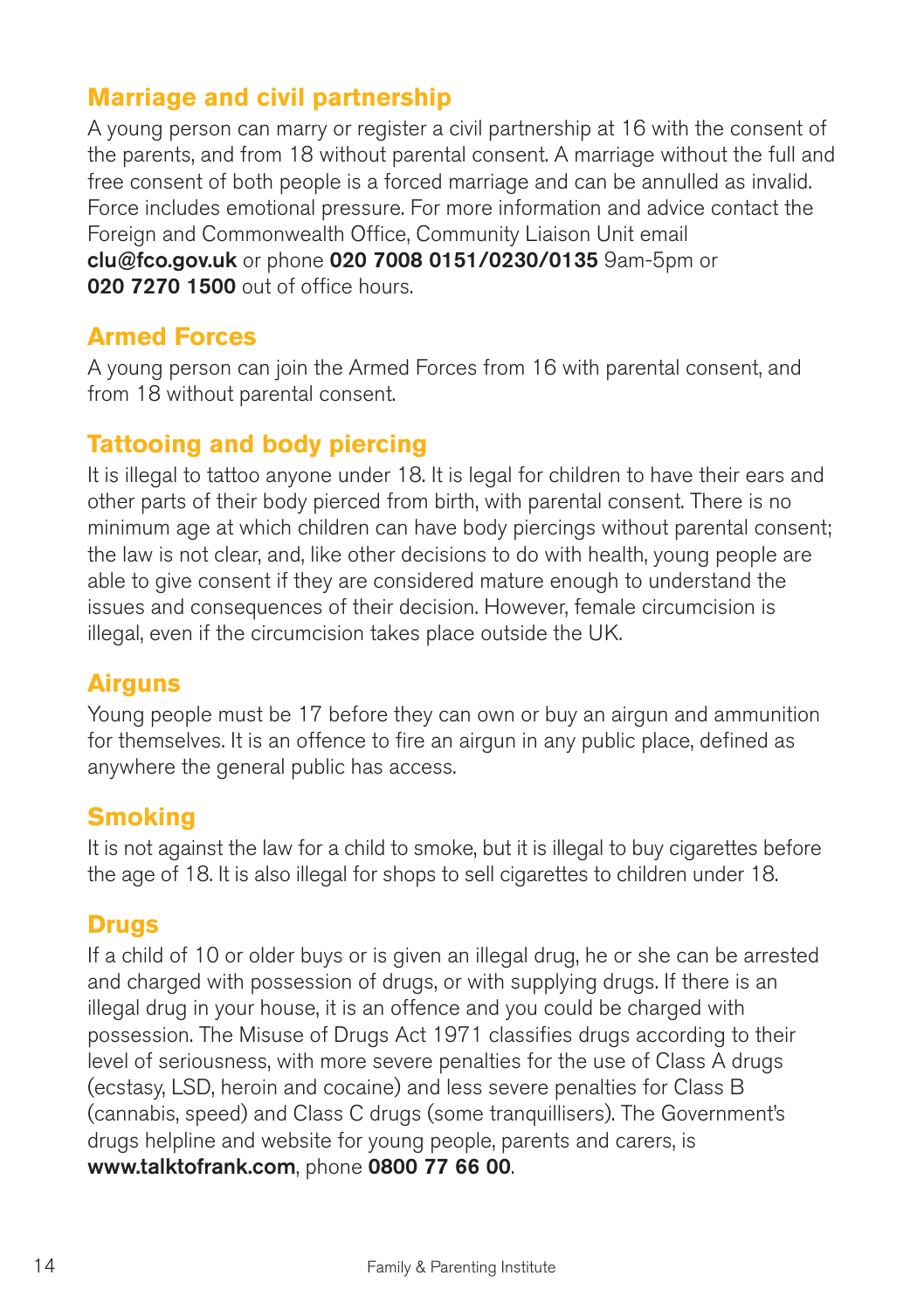## Marriage and civil partnership

A young person can marry or register a civil partnership at 16 with the consent of the parents, and from 18 without parental consent. A marriage without the full and free consent of both people is a forced marriage and can be annulled as invalid. Force includes emotional pressure. For more information and advice contact the Foreign and Commonwealth Office, Community Liaison Unit email **clu@fco.gov.uk** or phone **020 7008 0151/0230/0135** 9am-5pm or **020 7270 1500** out of office hours.

## Armed Forces

A young person can join the Armed Forces from 16 with parental consent, and from 18 without parental consent.

## Tattooing and body piercing

It is illegal to tattoo anyone under 18. It is legal for children to have their ears and other parts of their body pierced from birth, with parental consent. There is no minimum age at which children can have body piercings without parental consent; the law is not clear, and, like other decisions to do with health, young people are able to give consent if they are considered mature enough to understand the issues and consequences of their decision. However, female circumcision is illegal, even if the circumcision takes place outside the UK.

## Airguns

Young people must be 17 before they can own or buy an airgun and ammunition for themselves. It is an offence to fire an airgun in any public place, defined as anywhere the general public has access.

## Smoking

It is not against the law for a child to smoke, but it is illegal to buy cigarettes before the age of 18. It is also illegal for shops to sell cigarettes to children under 18.

## Drugs

If a child of 10 or older buys or is given an illegal drug, he or she can be arrested and charged with possession of drugs, or with supplying drugs. If there is an illegal drug in your house, it is an offence and you could be charged with possession. The Misuse of Drugs Act 1971 classifies drugs according to their level of seriousness, with more severe penalties for the use of Class A drugs (ecstasy, LSD, heroin and cocaine) and less severe penalties for Class B (cannabis, speed) and Class C drugs (some tranquillisers). The Government's drugs helpline and website for young people, parents and carers, is **www.talktofrank.com**, phone **0800 77 66 00**.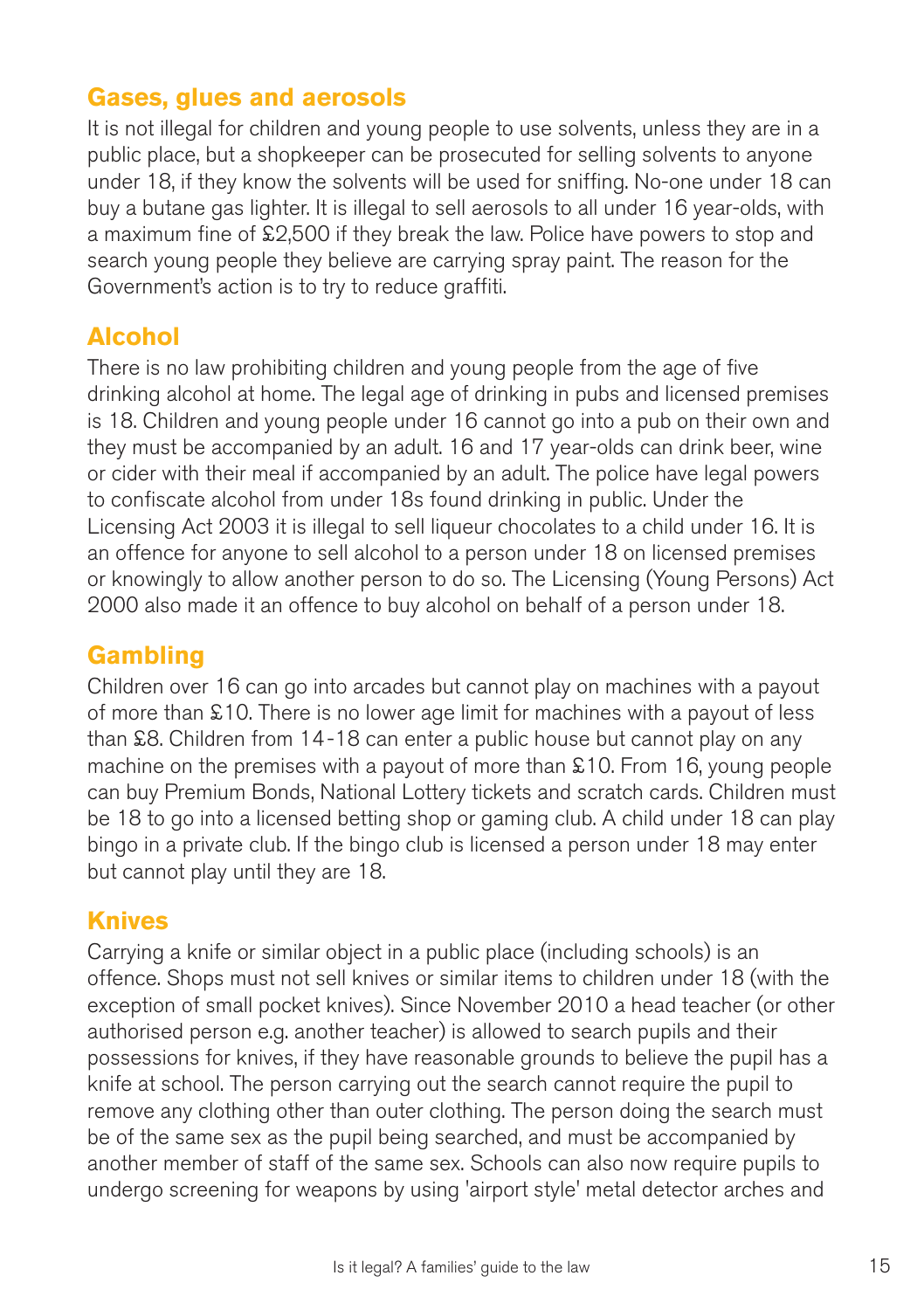## Gases, glues and aerosols

It is not illegal for children and young people to use solvents, unless they are in a public place, but a shopkeeper can be prosecuted for selling solvents to anyone under 18, if they know the solvents will be used for sniffing. No-one under 18 can buy a butane gas lighter. It is illegal to sell aerosols to all under 16 year-olds, with a maximum fine of £2,500 if they break the law. Police have powers to stop and search young people they believe are carrying spray paint. The reason for the Government's action is to try to reduce graffiti.

## Alcohol

There is no law prohibiting children and young people from the age of five drinking alcohol at home. The legal age of drinking in pubs and licensed premises is 18. Children and young people under 16 cannot go into a pub on their own and they must be accompanied by an adult. 16 and 17 year-olds can drink beer, wine or cider with their meal if accompanied by an adult. The police have legal powers to confiscate alcohol from under 18s found drinking in public. Under the Licensing Act 2003 it is illegal to sell liqueur chocolates to a child under 16. It is an offence for anyone to sell alcohol to a person under 18 on licensed premises or knowingly to allow another person to do so. The Licensing (Young Persons) Act 2000 also made it an offence to buy alcohol on behalf of a person under 18.

## Gambling

Children over 16 can go into arcades but cannot play on machines with a payout of more than £10. There is no lower age limit for machines with a payout of less than £8. Children from 14-18 can enter a public house but cannot play on any machine on the premises with a payout of more than £10. From 16, young people can buy Premium Bonds, National Lottery tickets and scratch cards. Children must be 18 to go into a licensed betting shop or gaming club. A child under 18 can play bingo in a private club. If the bingo club is licensed a person under 18 may enter but cannot play until they are 18.

## Knives

Carrying a knife or similar object in a public place (including schools) is an offence. Shops must not sell knives or similar items to children under 18 (with the exception of small pocket knives). Since November 2010 a head teacher (or other authorised person e.g. another teacher) is allowed to search pupils and their possessions for knives, if they have reasonable grounds to believe the pupil has a knife at school. The person carrying out the search cannot require the pupil to remove any clothing other than outer clothing. The person doing the search must be of the same sex as the pupil being searched, and must be accompanied by another member of staff of the same sex. Schools can also now require pupils to undergo screening for weapons by using 'airport style' metal detector arches and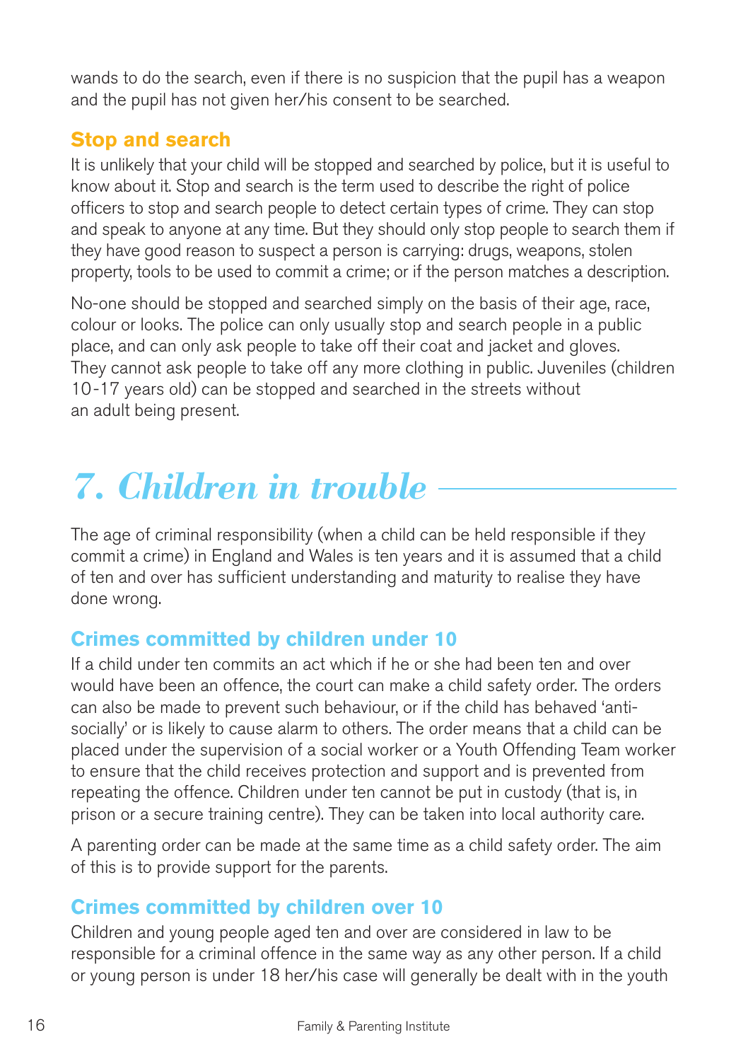wands to do the search, even if there is no suspicion that the pupil has a weapon and the pupil has not given her/his consent to be searched.

### Stop and search

It is unlikely that your child will be stopped and searched by police, but it is useful to know about it. Stop and search is the term used to describe the right of police officers to stop and search people to detect certain types of crime. They can stop and speak to anyone at any time. But they should only stop people to search them if they have good reason to suspect a person is carrying: drugs, weapons, stolen property, tools to be used to commit a crime; or if the person matches a description.

No-one should be stopped and searched simply on the basis of their age, race, colour or looks. The police can only usually stop and search people in a public place, and can only ask people to take off their coat and jacket and gloves. They cannot ask people to take off any more clothing in public. Juveniles (children 10-17 years old) can be stopped and searched in the streets without an adult being present.

## *7. Children in trouble*

The age of criminal responsibility (when a child can be held responsible if they commit a crime) in England and Wales is ten years and it is assumed that a child of ten and over has sufficient understanding and maturity to realise they have done wrong.

### Crimes committed by children under 10

If a child under ten commits an act which if he or she had been ten and over would have been an offence, the court can make a child safety order. The orders can also be made to prevent such behaviour, or if the child has behaved 'anti-socially' or is likely to cause alarm to others. The order means that a child can be placed under the supervision of a social worker or a Youth Offending Team worker to ensure that the child receives protection and support and is prevented from repeating the offence. Children under ten cannot be put in custody (that is, in prison or a secure training centre). They can be taken into local authority care.

A parenting order can be made at the same time as a child safety order. The aim of this is to provide support for the parents.

### Crimes committed by children over 10

Children and young people aged ten and over are considered in law to be responsible for a criminal offence in the same way as any other person. If a child or young person is under 18 her/his case will generally be dealt with in the youth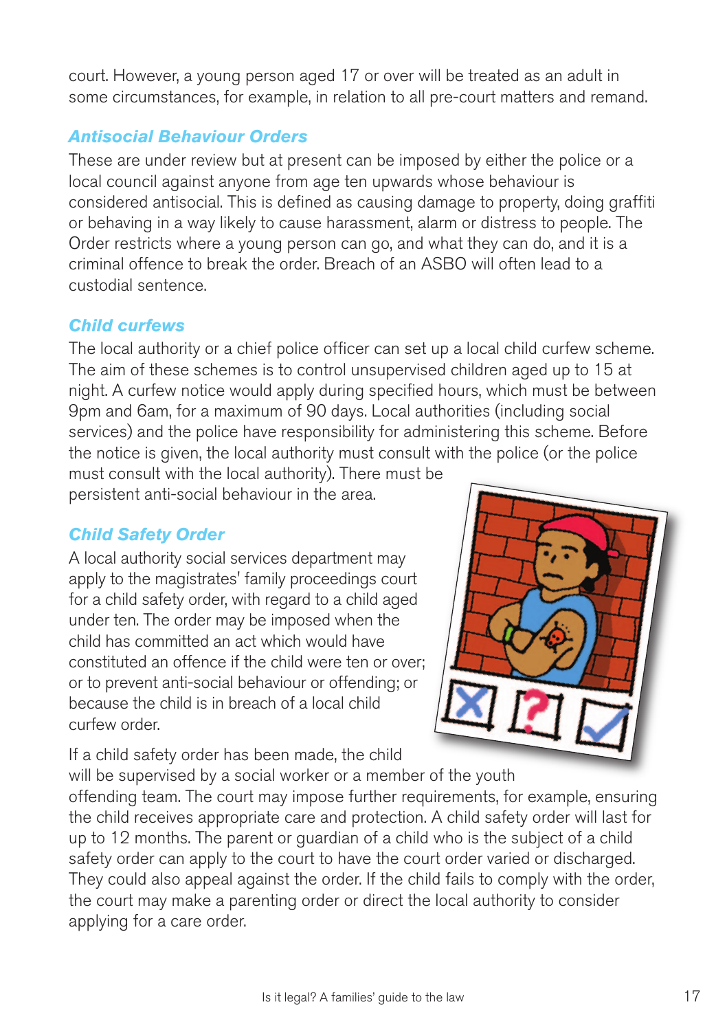court. However, a young person aged 17 or over will be treated as an adult in some circumstances, for example, in relation to all pre-court matters and remand.

### *Antisocial Behaviour Orders*

These are under review but at present can be imposed by either the police or a local council against anyone from age ten upwards whose behaviour is considered antisocial. This is defined as causing damage to property, doing graffiti or behaving in a way likely to cause harassment, alarm or distress to people. The Order restricts where a young person can go, and what they can do, and it is a criminal offence to break the order. Breach of an ASBO will often lead to a custodial sentence.

### *Child curfews*

The local authority or a chief police officer can set up a local child curfew scheme. The aim of these schemes is to control unsupervised children aged up to 15 at night. A curfew notice would apply during specified hours, which must be between 9pm and 6am, for a maximum of 90 days. Local authorities (including social services) and the police have responsibility for administering this scheme. Before the notice is given, the local authority must consult with the police (or the police must consult with the local authority). There must be persistent anti-social behaviour in the area.

### *Child Safety Order*

A local authority social services department may apply to the magistrates' family proceedings court for a child safety order, with regard to a child aged under ten. The order may be imposed when the child has committed an act which would have constituted an offence if the child were ten or over; or to prevent anti-social behaviour or offending; or because the child is in breach of a local child curfew order.

If a child safety order has been made, the child will be supervised by a social worker or a member of the youth offending team. The court may impose further requirements, for example, ensuring the child receives appropriate care and protection. A child safety order will last for up to 12 months. The parent or guardian of a child who is the subject of a child safety order can apply to the court to have the court order varied or discharged. They could also appeal against the order. If the child fails to comply with the order, the court may make a parenting order or direct the local authority to consider applying for a care order.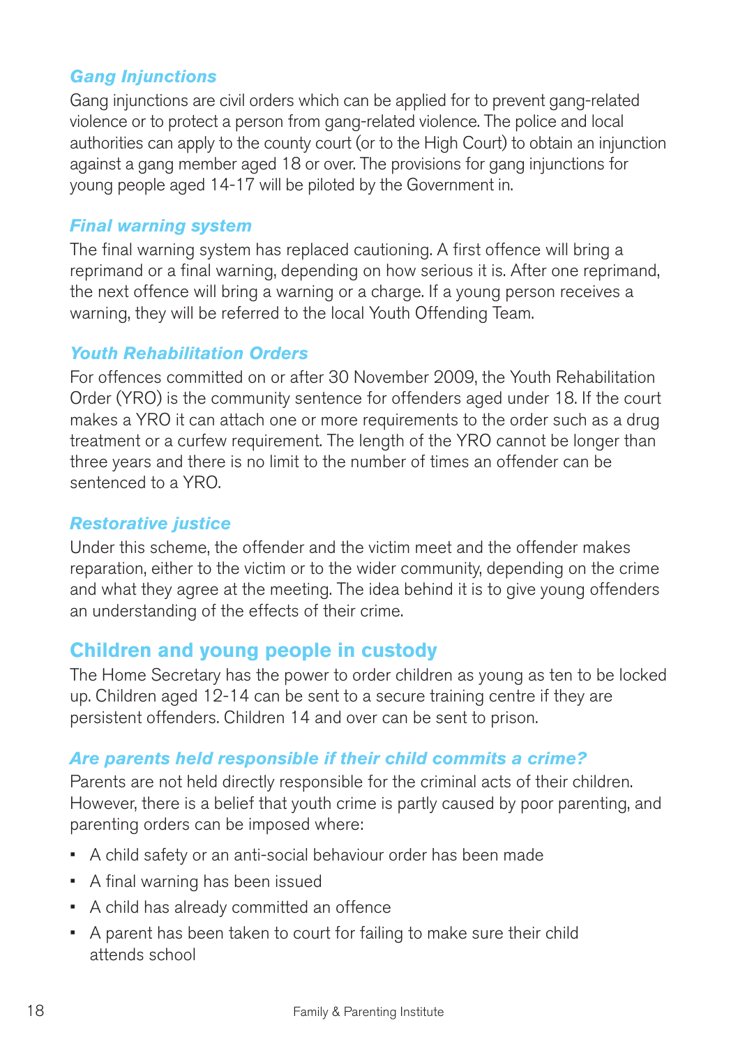### *Gang Injunctions*

Gang injunctions are civil orders which can be applied for to prevent gang-related violence or to protect a person from gang-related violence. The police and local authorities can apply to the county court (or to the High Court) to obtain an injunction against a gang member aged 18 or over. The provisions for gang injunctions for young people aged 14-17 will be piloted by the Government in.

### *Final warning system*

The final warning system has replaced cautioning. A first offence will bring a reprimand or a final warning, depending on how serious it is. After one reprimand, the next offence will bring a warning or a charge. If a young person receives a warning, they will be referred to the local Youth Offending Team.

### *Youth Rehabilitation Orders*

For offences committed on or after 30 November 2009, the Youth Rehabilitation Order (YRO) is the community sentence for offenders aged under 18. If the court makes a YRO it can attach one or more requirements to the order such as a drug treatment or a curfew requirement. The length of the YRO cannot be longer than three years and there is no limit to the number of times an offender can be sentenced to a YRO.

### *Restorative justice*

Under this scheme, the offender and the victim meet and the offender makes reparation, either to the victim or to the wider community, depending on the crime and what they agree at the meeting. The idea behind it is to give young offenders an understanding of the effects of their crime.

## Children and young people in custody

The Home Secretary has the power to order children as young as ten to be locked up. Children aged 12-14 can be sent to a secure training centre if they are persistent offenders. Children 14 and over can be sent to prison.

### *Are parents held responsible if their child commits a crime?*

Parents are not held directly responsible for the criminal acts of their children. However, there is a belief that youth crime is partly caused by poor parenting, and parenting orders can be imposed where:

- A child safety or an anti-social behaviour order has been made
- A final warning has been issued
- A child has already committed an offence
- A parent has been taken to court for failing to make sure their child attends school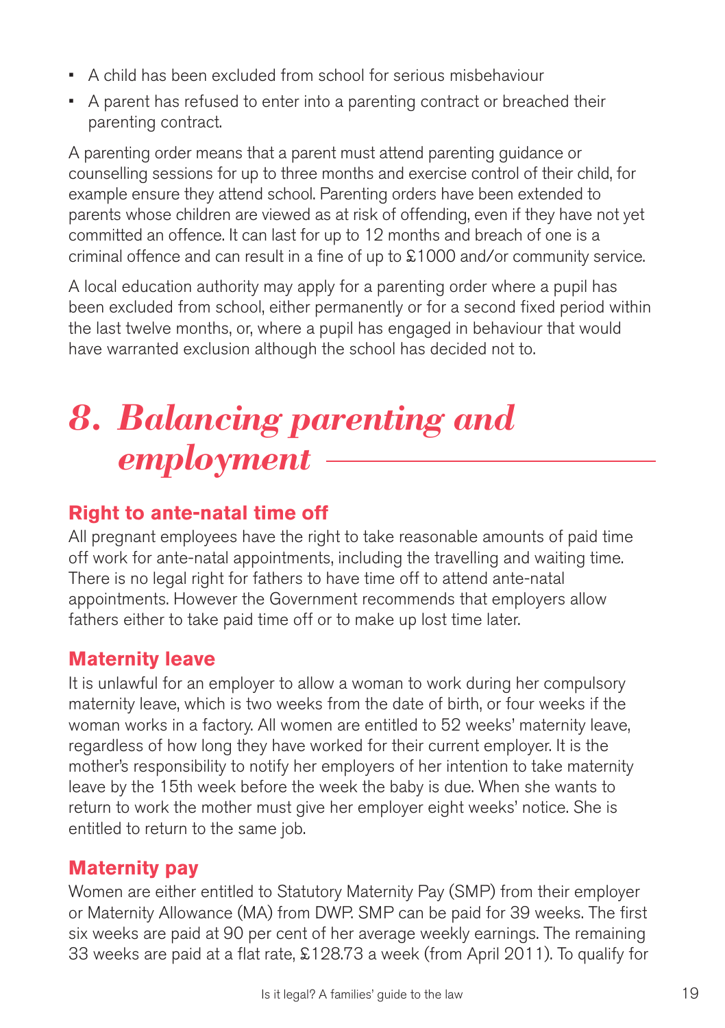- A child has been excluded from school for serious misbehaviour
- A parent has refused to enter into a parenting contract or breached their parenting contract.

A parenting order means that a parent must attend parenting guidance or counselling sessions for up to three months and exercise control of their child, for example ensure they attend school. Parenting orders have been extended to parents whose children are viewed as at risk of offending, even if they have not yet committed an offence. It can last for up to 12 months and breach of one is a criminal offence and can result in a fine of up to £1000 and/or community service.

A local education authority may apply for a parenting order where a pupil has been excluded from school, either permanently or for a second fixed period within the last twelve months, or, where a pupil has engaged in behaviour that would have warranted exclusion although the school has decided not to.

# 8. Balancing parenting and employment

## Right to ante-natal time off

All pregnant employees have the right to take reasonable amounts of paid time off work for ante-natal appointments, including the travelling and waiting time. There is no legal right for fathers to have time off to attend ante-natal appointments. However the Government recommends that employers allow fathers either to take paid time off or to make up lost time later.

## Maternity leave

It is unlawful for an employer to allow a woman to work during her compulsory maternity leave, which is two weeks from the date of birth, or four weeks if the woman works in a factory. All women are entitled to 52 weeks' maternity leave, regardless of how long they have worked for their current employer. It is the mother's responsibility to notify her employers of her intention to take maternity leave by the 15th week before the week the baby is due. When she wants to return to work the mother must give her employer eight weeks' notice. She is entitled to return to the same job.

## Maternity pay

Women are either entitled to Statutory Maternity Pay (SMP) from their employer or Maternity Allowance (MA) from DWP. SMP can be paid for 39 weeks. The first six weeks are paid at 90 per cent of her average weekly earnings. The remaining 33 weeks are paid at a flat rate, £128.73 a week (from April 2011). To qualify for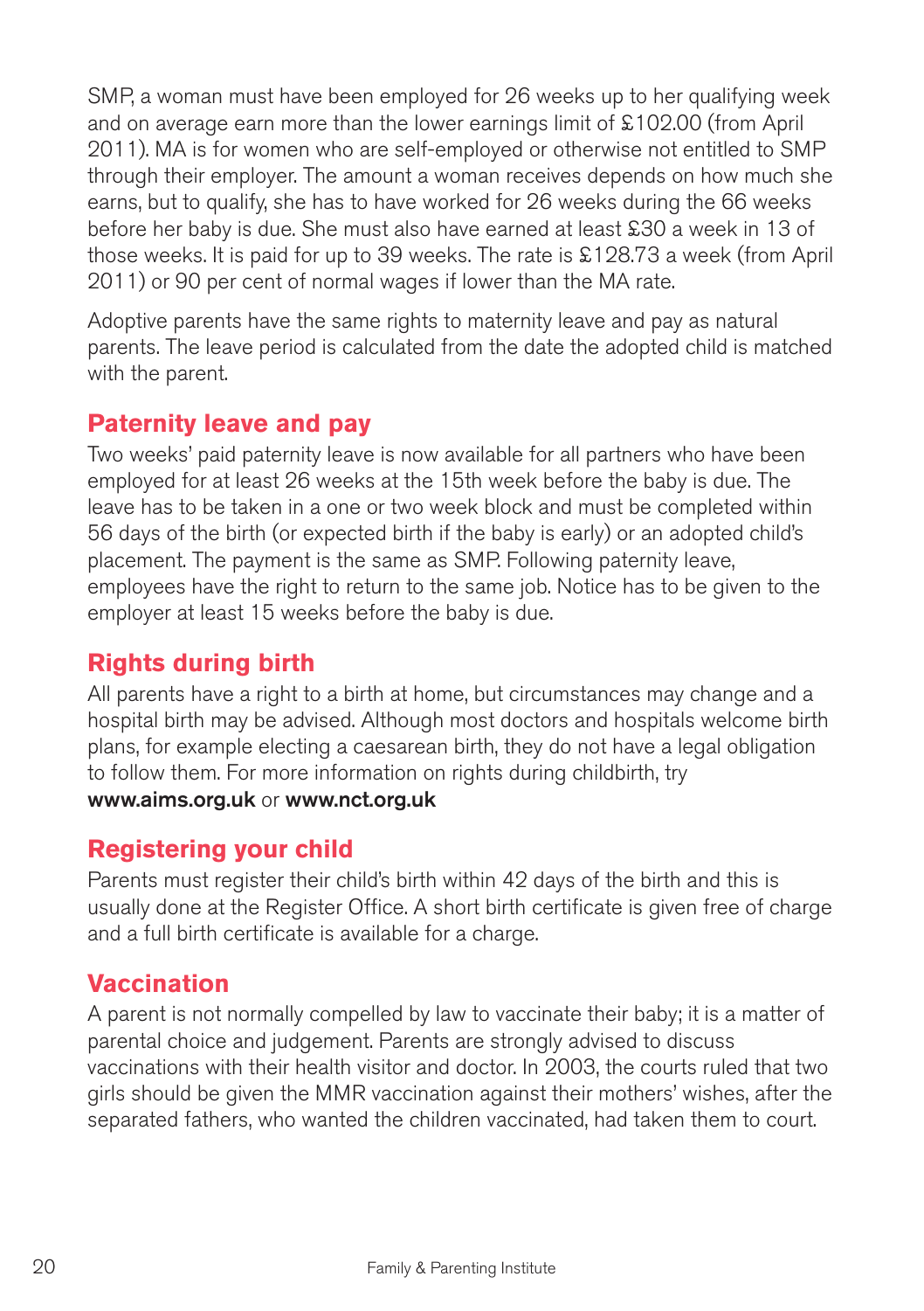SMP, a woman must have been employed for 26 weeks up to her qualifying week and on average earn more than the lower earnings limit of £102.00 (from April 2011). MA is for women who are self-employed or otherwise not entitled to SMP through their employer. The amount a woman receives depends on how much she earns, but to qualify, she has to have worked for 26 weeks during the 66 weeks before her baby is due. She must also have earned at least £30 a week in 13 of those weeks. It is paid for up to 39 weeks. The rate is £128.73 a week (from April 2011) or 90 per cent of normal wages if lower than the MA rate.

Adoptive parents have the same rights to maternity leave and pay as natural parents. The leave period is calculated from the date the adopted child is matched with the parent.

## Paternity leave and pay

Two weeks' paid paternity leave is now available for all partners who have been employed for at least 26 weeks at the 15th week before the baby is due. The leave has to be taken in a one or two week block and must be completed within 56 days of the birth (or expected birth if the baby is early) or an adopted child's placement. The payment is the same as SMP. Following paternity leave, employees have the right to return to the same job. Notice has to be given to the employer at least 15 weeks before the baby is due.

## Rights during birth

All parents have a right to a birth at home, but circumstances may change and a hospital birth may be advised. Although most doctors and hospitals welcome birth plans, for example electing a caesarean birth, they do not have a legal obligation to follow them. For more information on rights during childbirth, try **www.aims.org.uk** or **www.nct.org.uk**

## Registering your child

Parents must register their child's birth within 42 days of the birth and this is usually done at the Register Office. A short birth certificate is given free of charge and a full birth certificate is available for a charge.

## Vaccination

A parent is not normally compelled by law to vaccinate their baby; it is a matter of parental choice and judgement. Parents are strongly advised to discuss vaccinations with their health visitor and doctor. In 2003, the courts ruled that two girls should be given the MMR vaccination against their mothers' wishes, after the separated fathers, who wanted the children vaccinated, had taken them to court.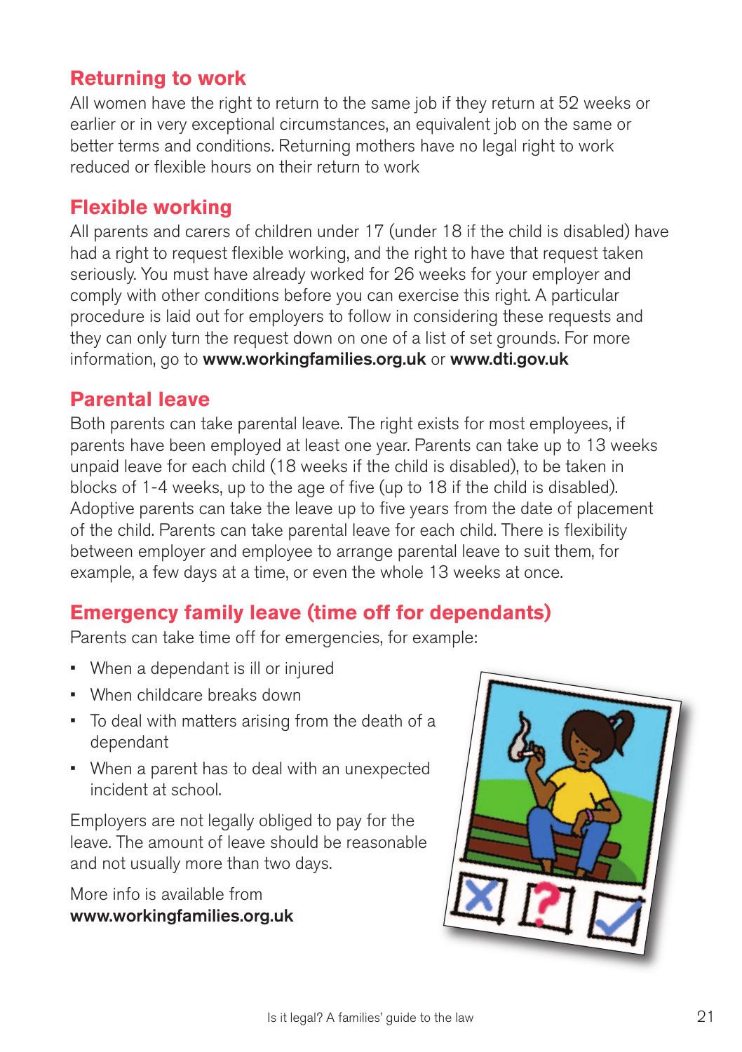## Returning to work

All women have the right to return to the same job if they return at 52 weeks or earlier or in very exceptional circumstances, an equivalent job on the same or better terms and conditions. Returning mothers have no legal right to work reduced or flexible hours on their return to work

## Flexible working

All parents and carers of children under 17 (under 18 if the child is disabled) have had a right to request flexible working, and the right to have that request taken seriously. You must have already worked for 26 weeks for your employer and comply with other conditions before you can exercise this right. A particular procedure is laid out for employers to follow in considering these requests and they can only turn the request down on one of a list of set grounds. For more information, go to **www.workingfamilies.org.uk** or **www.dti.gov.uk**

## Parental leave

Both parents can take parental leave. The right exists for most employees, if parents have been employed at least one year. Parents can take up to 13 weeks unpaid leave for each child (18 weeks if the child is disabled), to be taken in blocks of 1-4 weeks, up to the age of five (up to 18 if the child is disabled). Adoptive parents can take the leave up to five years from the date of placement of the child. Parents can take parental leave for each child. There is flexibility between employer and employee to arrange parental leave to suit them, for example, a few days at a time, or even the whole 13 weeks at once.

## Emergency family leave (time off for dependants)

Parents can take time off for emergencies, for example:

- When a dependant is ill or injured
- When childcare breaks down
- To deal with matters arising from the death of a dependant
- When a parent has to deal with an unexpected incident at school.

Employers are not legally obliged to pay for the leave. The amount of leave should be reasonable and not usually more than two days.

More info is available from
**www.workingfamilies.org.uk**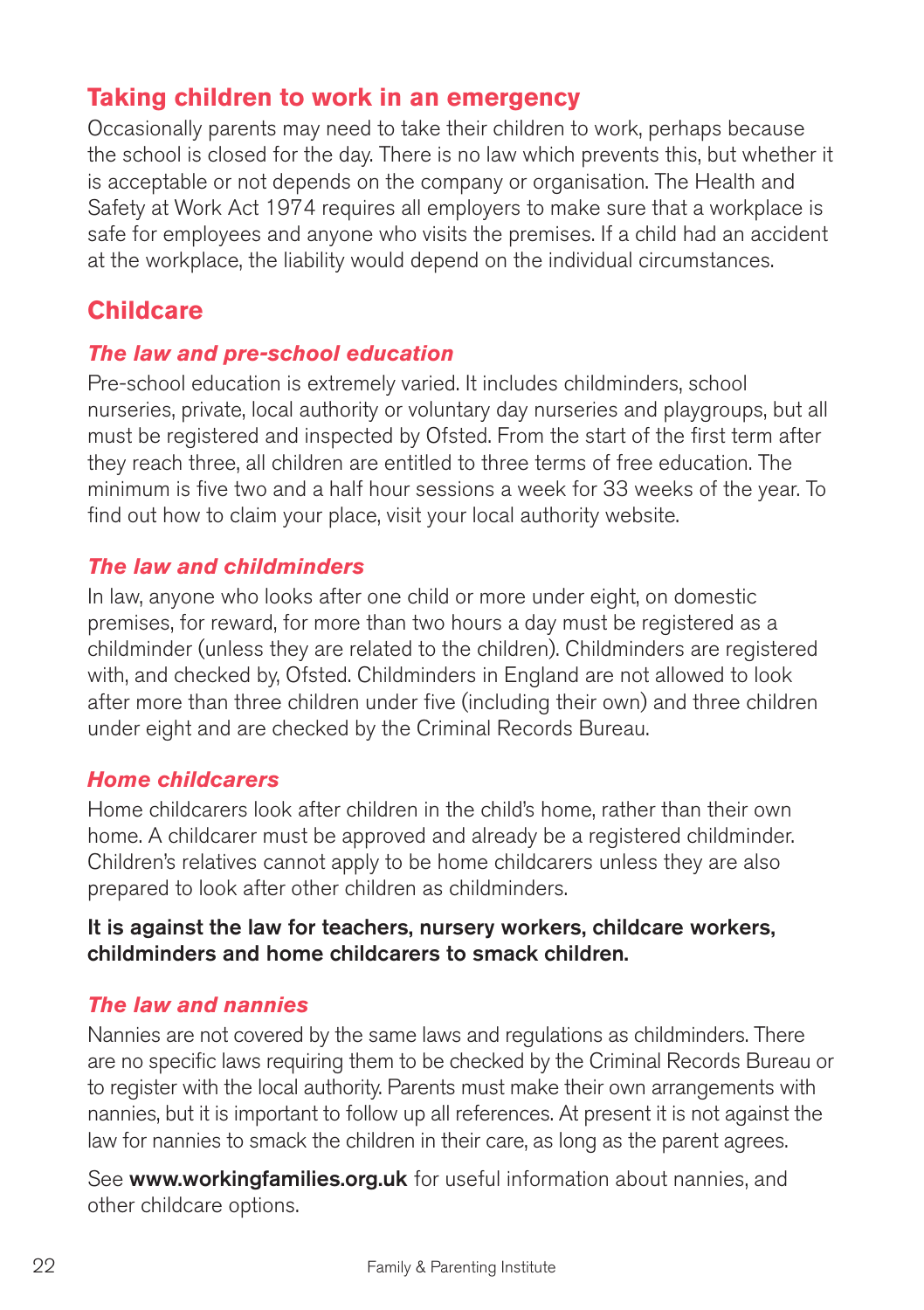## Taking children to work in an emergency

Occasionally parents may need to take their children to work, perhaps because the school is closed for the day. There is no law which prevents this, but whether it is acceptable or not depends on the company or organisation. The Health and Safety at Work Act 1974 requires all employers to make sure that a workplace is safe for employees and anyone who visits the premises. If a child had an accident at the workplace, the liability would depend on the individual circumstances.

## Childcare

### *The law and pre-school education*

Pre-school education is extremely varied. It includes childminders, school nurseries, private, local authority or voluntary day nurseries and playgroups, but all must be registered and inspected by Ofsted. From the start of the first term after they reach three, all children are entitled to three terms of free education. The minimum is five two and a half hour sessions a week for 33 weeks of the year. To find out how to claim your place, visit your local authority website.

### *The law and childminders*

In law, anyone who looks after one child or more under eight, on domestic premises, for reward, for more than two hours a day must be registered as a childminder (unless they are related to the children). Childminders are registered with, and checked by, Ofsted. Childminders in England are not allowed to look after more than three children under five (including their own) and three children under eight and are checked by the Criminal Records Bureau.

### *Home childcarers*

Home childcarers look after children in the child's home, rather than their own home. A childcarer must be approved and already be a registered childminder. Children's relatives cannot apply to be home childcarers unless they are also prepared to look after other children as childminders.

**It is against the law for teachers, nursery workers, childcare workers, childminders and home childcarers to smack children.**

### *The law and nannies*

Nannies are not covered by the same laws and regulations as childminders. There are no specific laws requiring them to be checked by the Criminal Records Bureau or to register with the local authority. Parents must make their own arrangements with nannies, but it is important to follow up all references. At present it is not against the law for nannies to smack the children in their care, as long as the parent agrees.

See **www.workingfamilies.org.uk** for useful information about nannies, and other childcare options.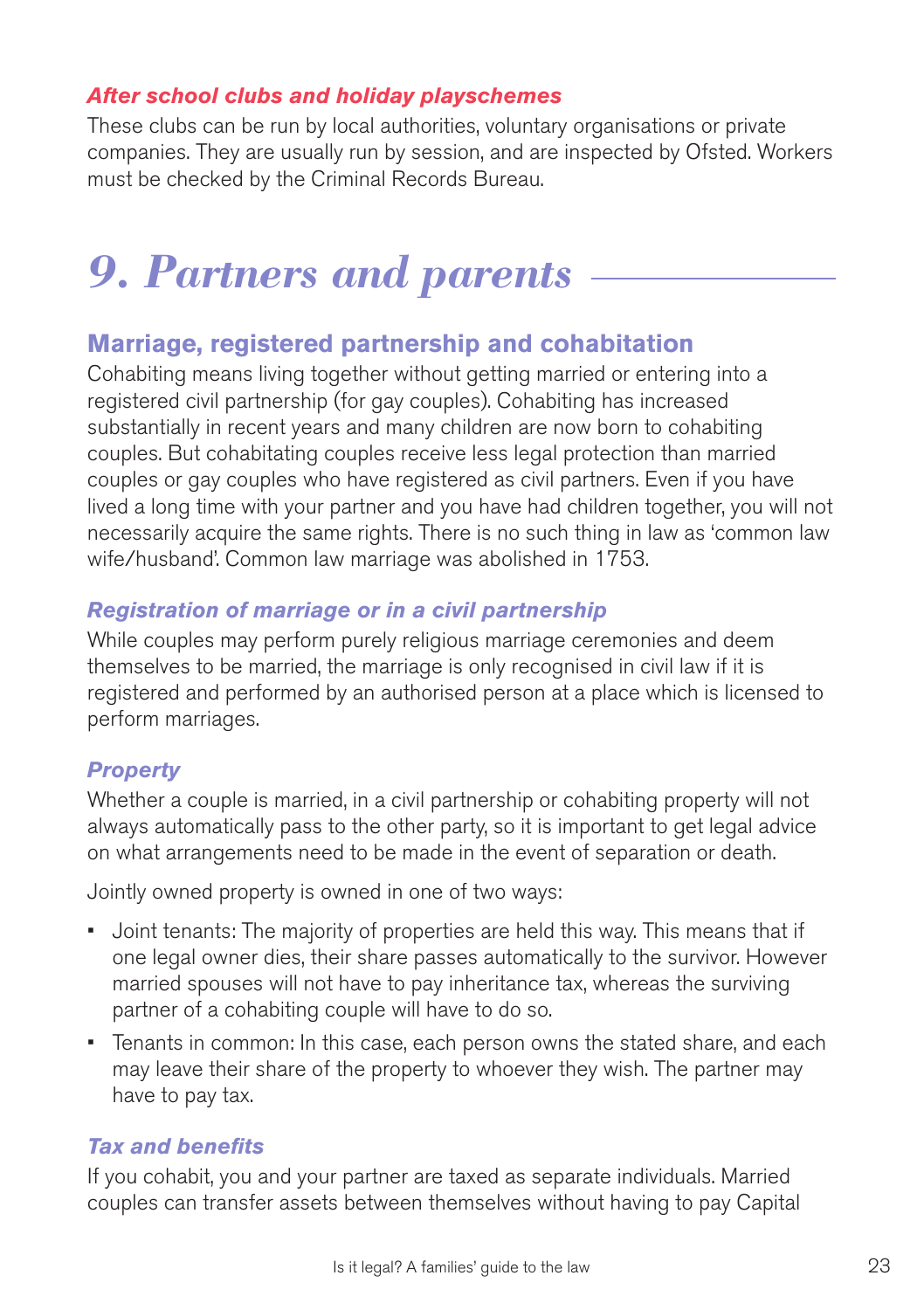### *After school clubs and holiday playschemes*

These clubs can be run by local authorities, voluntary organisations or private companies. They are usually run by session, and are inspected by Ofsted. Workers must be checked by the Criminal Records Bureau.

# *9. Partners and parents*

## Marriage, registered partnership and cohabitation

Cohabiting means living together without getting married or entering into a registered civil partnership (for gay couples). Cohabiting has increased substantially in recent years and many children are now born to cohabiting couples. But cohabitating couples receive less legal protection than married couples or gay couples who have registered as civil partners. Even if you have lived a long time with your partner and you have had children together, you will not necessarily acquire the same rights. There is no such thing in law as 'common law wife/husband'. Common law marriage was abolished in 1753.

### *Registration of marriage or in a civil partnership*

While couples may perform purely religious marriage ceremonies and deem themselves to be married, the marriage is only recognised in civil law if it is registered and performed by an authorised person at a place which is licensed to perform marriages.

### *Property*

Whether a couple is married, in a civil partnership or cohabiting property will not always automatically pass to the other party, so it is important to get legal advice on what arrangements need to be made in the event of separation or death.

Jointly owned property is owned in one of two ways:

- Joint tenants: The majority of properties are held this way. This means that if one legal owner dies, their share passes automatically to the survivor. However married spouses will not have to pay inheritance tax, whereas the surviving partner of a cohabiting couple will have to do so.
- Tenants in common: In this case, each person owns the stated share, and each may leave their share of the property to whoever they wish. The partner may have to pay tax.

### *Tax and benefits*

If you cohabit, you and your partner are taxed as separate individuals. Married couples can transfer assets between themselves without having to pay Capital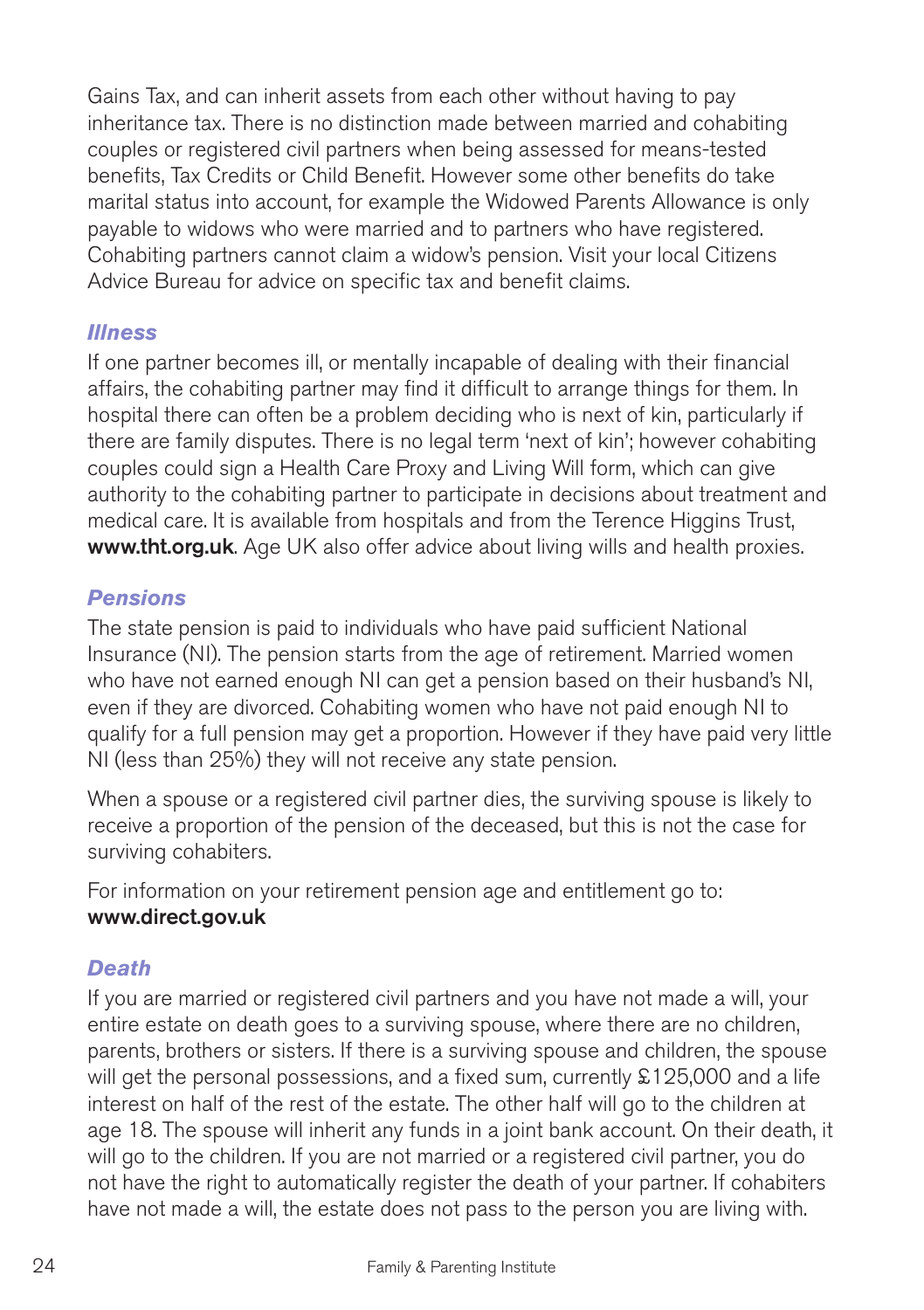Gains Tax, and can inherit assets from each other without having to pay inheritance tax. There is no distinction made between married and cohabiting couples or registered civil partners when being assessed for means-tested benefits, Tax Credits or Child Benefit. However some other benefits do take marital status into account, for example the Widowed Parents Allowance is only payable to widows who were married and to partners who have registered. Cohabiting partners cannot claim a widow's pension. Visit your local Citizens Advice Bureau for advice on specific tax and benefit claims.

### *Illness*

If one partner becomes ill, or mentally incapable of dealing with their financial affairs, the cohabiting partner may find it difficult to arrange things for them. In hospital there can often be a problem deciding who is next of kin, particularly if there are family disputes. There is no legal term 'next of kin'; however cohabiting couples could sign a Health Care Proxy and Living Will form, which can give authority to the cohabiting partner to participate in decisions about treatment and medical care. It is available from hospitals and from the Terence Higgins Trust, **www.tht.org.uk**. Age UK also offer advice about living wills and health proxies.

### *Pensions*

The state pension is paid to individuals who have paid sufficient National Insurance (NI). The pension starts from the age of retirement. Married women who have not earned enough NI can get a pension based on their husband's NI, even if they are divorced. Cohabiting women who have not paid enough NI to qualify for a full pension may get a proportion. However if they have paid very little NI (less than 25%) they will not receive any state pension.

When a spouse or a registered civil partner dies, the surviving spouse is likely to receive a proportion of the pension of the deceased, but this is not the case for surviving cohabiters.

For information on your retirement pension age and entitlement go to: **www.direct.gov.uk**

### *Death*

If you are married or registered civil partners and you have not made a will, your entire estate on death goes to a surviving spouse, where there are no children, parents, brothers or sisters. If there is a surviving spouse and children, the spouse will get the personal possessions, and a fixed sum, currently £125,000 and a life interest on half of the rest of the estate. The other half will go to the children at age 18. The spouse will inherit any funds in a joint bank account. On their death, it will go to the children. If you are not married or a registered civil partner, you do not have the right to automatically register the death of your partner. If cohabiters have not made a will, the estate does not pass to the person you are living with.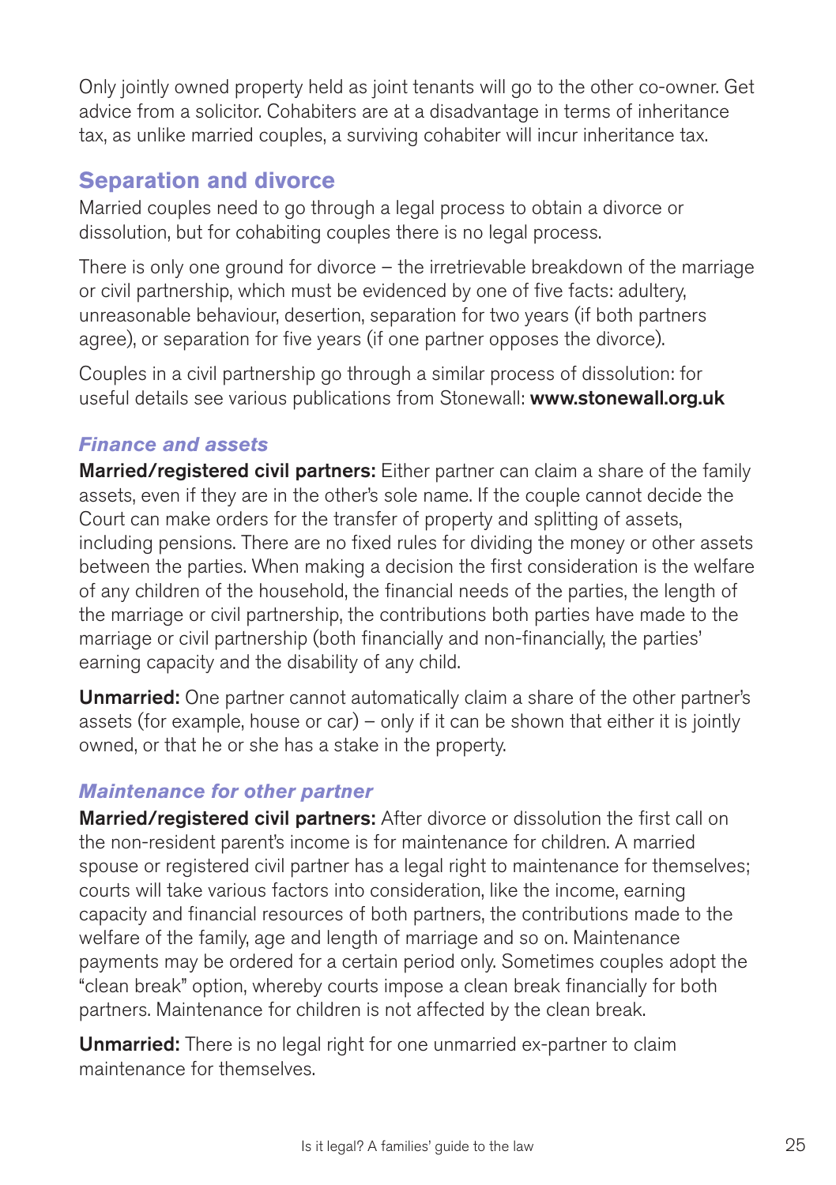Only jointly owned property held as joint tenants will go to the other co-owner. Get advice from a solicitor. Cohabiters are at a disadvantage in terms of inheritance tax, as unlike married couples, a surviving cohabiter will incur inheritance tax.

## Separation and divorce

Married couples need to go through a legal process to obtain a divorce or dissolution, but for cohabiting couples there is no legal process.

There is only one ground for divorce – the irretrievable breakdown of the marriage or civil partnership, which must be evidenced by one of five facts: adultery, unreasonable behaviour, desertion, separation for two years (if both partners agree), or separation for five years (if one partner opposes the divorce).

Couples in a civil partnership go through a similar process of dissolution: for useful details see various publications from Stonewall: **www.stonewall.org.uk**

### *Finance and assets*

**Married/registered civil partners:** Either partner can claim a share of the family assets, even if they are in the other's sole name. If the couple cannot decide the Court can make orders for the transfer of property and splitting of assets, including pensions. There are no fixed rules for dividing the money or other assets between the parties. When making a decision the first consideration is the welfare of any children of the household, the financial needs of the parties, the length of the marriage or civil partnership, the contributions both parties have made to the marriage or civil partnership (both financially and non-financially, the parties' earning capacity and the disability of any child.

**Unmarried:** One partner cannot automatically claim a share of the other partner's assets (for example, house or car) – only if it can be shown that either it is jointly owned, or that he or she has a stake in the property.

### *Maintenance for other partner*

**Married/registered civil partners:** After divorce or dissolution the first call on the non-resident parent's income is for maintenance for children. A married spouse or registered civil partner has a legal right to maintenance for themselves; courts will take various factors into consideration, like the income, earning capacity and financial resources of both partners, the contributions made to the welfare of the family, age and length of marriage and so on. Maintenance payments may be ordered for a certain period only. Sometimes couples adopt the "clean break" option, whereby courts impose a clean break financially for both partners. Maintenance for children is not affected by the clean break.

**Unmarried:** There is no legal right for one unmarried ex-partner to claim maintenance for themselves.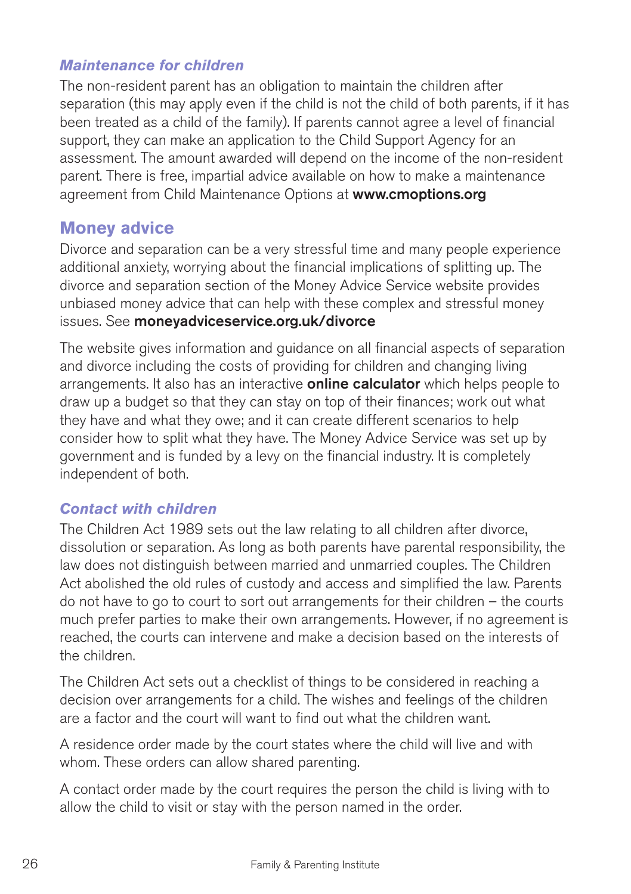### *Maintenance for children*

The non-resident parent has an obligation to maintain the children after separation (this may apply even if the child is not the child of both parents, if it has been treated as a child of the family). If parents cannot agree a level of financial support, they can make an application to the Child Support Agency for an assessment. The amount awarded will depend on the income of the non-resident parent. There is free, impartial advice available on how to make a maintenance agreement from Child Maintenance Options at **www.cmoptions.org**

## Money advice

Divorce and separation can be a very stressful time and many people experience additional anxiety, worrying about the financial implications of splitting up. The divorce and separation section of the Money Advice Service website provides unbiased money advice that can help with these complex and stressful money issues. See **moneyadviceservice.org.uk/divorce**

The website gives information and guidance on all financial aspects of separation and divorce including the costs of providing for children and changing living arrangements. It also has an interactive **online calculator** which helps people to draw up a budget so that they can stay on top of their finances; work out what they have and what they owe; and it can create different scenarios to help consider how to split what they have. The Money Advice Service was set up by government and is funded by a levy on the financial industry. It is completely independent of both.

### *Contact with children*

The Children Act 1989 sets out the law relating to all children after divorce, dissolution or separation. As long as both parents have parental responsibility, the law does not distinguish between married and unmarried couples. The Children Act abolished the old rules of custody and access and simplified the law. Parents do not have to go to court to sort out arrangements for their children – the courts much prefer parties to make their own arrangements. However, if no agreement is reached, the courts can intervene and make a decision based on the interests of the children.

The Children Act sets out a checklist of things to be considered in reaching a decision over arrangements for a child. The wishes and feelings of the children are a factor and the court will want to find out what the children want.

A residence order made by the court states where the child will live and with whom. These orders can allow shared parenting.

A contact order made by the court requires the person the child is living with to allow the child to visit or stay with the person named in the order.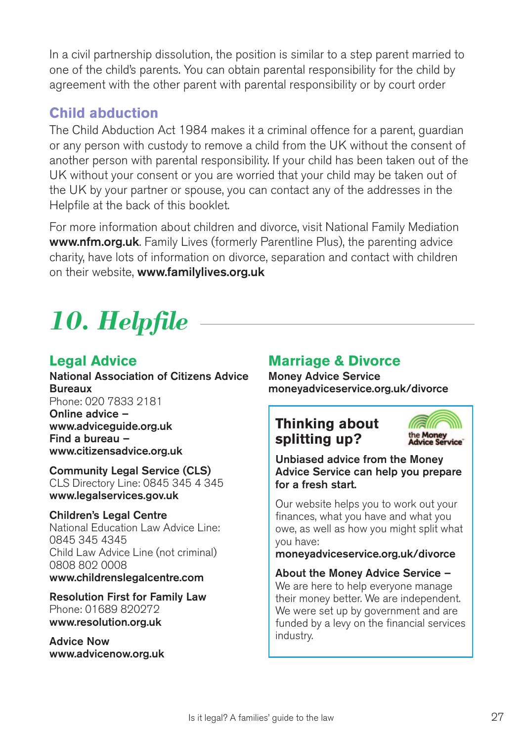In a civil partnership dissolution, the position is similar to a step parent married to one of the child's parents. You can obtain parental responsibility for the child by agreement with the other parent with parental responsibility or by court order

### Child abduction

The Child Abduction Act 1984 makes it a criminal offence for a parent, guardian or any person with custody to remove a child from the UK without the consent of another person with parental responsibility. If your child has been taken out of the UK without your consent or you are worried that your child may be taken out of the UK by your partner or spouse, you can contact any of the addresses in the Helpfile at the back of this booklet.

For more information about children and divorce, visit National Family Mediation **www.nfm.org.uk**. Family Lives (formerly Parentline Plus), the parenting advice charity, have lots of information on divorce, separation and contact with children on their website, **www.familylives.org.uk**

## *10. Helpfile*

### Legal Advice

**National Association of Citizens Advice Bureaux**
Phone: 020 7833 2181
**Online advice – www.adviceguide.org.uk**
**Find a bureau – www.citizensadvice.org.uk**

**Community Legal Service (CLS)**
CLS Directory Line: 0845 345 4 345
**www.legalservices.gov.uk**

**Children's Legal Centre**
National Education Law Advice Line: 0845 345 4345
Child Law Advice Line (not criminal) 0808 802 0008
**www.childrenslegalcentre.com**

**Resolution First for Family Law**
Phone: 01689 820272
**www.resolution.org.uk**

**Advice Now**
**www.advicenow.org.uk**

### Marriage & Divorce

**Money Advice Service**
**moneyadviceservice.org.uk/divorce**

**Thinking about splitting up?**

the Money Advice Service

**Unbiased advice from the Money Advice Service can help you prepare for a fresh start.**

Our website helps you to work out your finances, what you have and what you owe, as well as how you might split what you have:
**moneyadviceservice.org.uk/divorce**

**About the Money Advice Service –**
We are here to help everyone manage their money better. We are independent. We were set up by government and are funded by a levy on the financial services industry.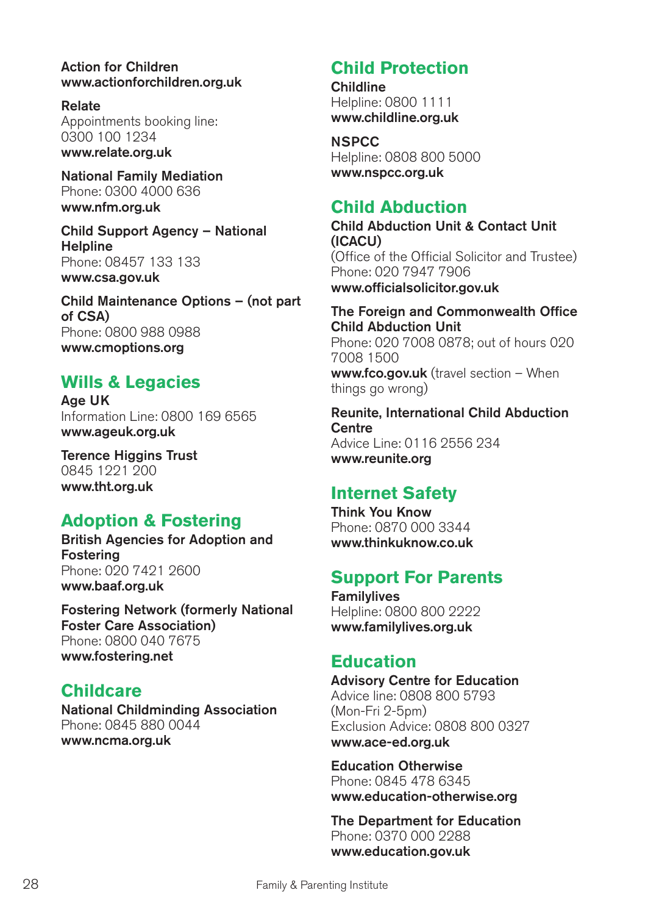**Action for Children**
**www.actionforchildren.org.uk**

**Relate**
Appointments booking line:
0300 100 1234
**www.relate.org.uk**

**National Family Mediation**
Phone: 0300 4000 636
**www.nfm.org.uk**

**Child Support Agency – National Helpline**
Phone: 08457 133 133
**www.csa.gov.uk**

**Child Maintenance Options – (not part of CSA)**
Phone: 0800 988 0988
**www.cmoptions.org**

## Wills & Legacies

**Age UK**
Information Line: 0800 169 6565
**www.ageuk.org.uk**

**Terence Higgins Trust**
0845 1221 200
**www.tht.org.uk**

## Adoption & Fostering

**British Agencies for Adoption and Fostering**
Phone: 020 7421 2600
**www.baaf.org.uk**

**Fostering Network (formerly National Foster Care Association)**
Phone: 0800 040 7675
**www.fostering.net**

## Childcare

**National Childminding Association**
Phone: 0845 880 0044
**www.ncma.org.uk**

## Child Protection

**Childline**
Helpline: 0800 1111
**www.childline.org.uk**

**NSPCC**
Helpline: 0808 800 5000
**www.nspcc.org.uk**

## Child Abduction

**Child Abduction Unit & Contact Unit (ICACU)**
(Office of the Official Solicitor and Trustee)
Phone: 020 7947 7906
**www.officialsolicitor.gov.uk**

**The Foreign and Commonwealth Office Child Abduction Unit**
Phone: 020 7008 0878; out of hours 020 7008 1500
**www.fco.gov.uk** (travel section – When things go wrong)

**Reunite, International Child Abduction Centre**
Advice Line: 0116 2556 234
**www.reunite.org**

## Internet Safety

**Think You Know**
Phone: 0870 000 3344
**www.thinkuknow.co.uk**

## Support For Parents

**Familylives**
Helpline: 0800 800 2222
**www.familylives.org.uk**

## Education

**Advisory Centre for Education**
Advice line: 0808 800 5793
(Mon-Fri 2-5pm)
Exclusion Advice: 0808 800 0327
**www.ace-ed.org.uk**

**Education Otherwise**
Phone: 0845 478 6345
**www.education-otherwise.org**

**The Department for Education**
Phone: 0370 000 2288
**www.education.gov.uk**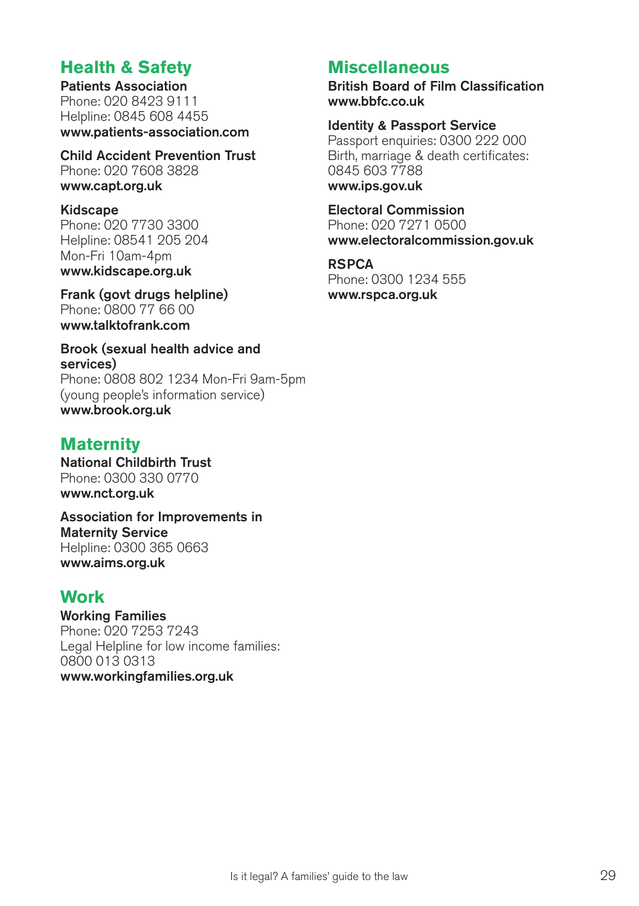## Health & Safety

**Patients Association**
Phone: 020 8423 9111
Helpline: 0845 608 4455
**www.patients-association.com**

**Child Accident Prevention Trust**
Phone: 020 7608 3828
**www.capt.org.uk**

**Kidscape**
Phone: 020 7730 3300
Helpline: 08541 205 204
Mon-Fri 10am-4pm
**www.kidscape.org.uk**

**Frank (govt drugs helpline)**
Phone: 0800 77 66 00
**www.talktofrank.com**

**Brook (sexual health advice and services)**
Phone: 0808 802 1234 Mon-Fri 9am-5pm
(young people's information service)
**www.brook.org.uk**

## Maternity

**National Childbirth Trust**
Phone: 0300 330 0770
**www.nct.org.uk**

**Association for Improvements in Maternity Service**
Helpline: 0300 365 0663
**www.aims.org.uk**

## Work

**Working Families**
Phone: 020 7253 7243
Legal Helpline for low income families:
0800 013 0313
**www.workingfamilies.org.uk**

## Miscellaneous

**British Board of Film Classification**
**www.bbfc.co.uk**

**Identity & Passport Service**
Passport enquiries: 0300 222 000
Birth, marriage & death certificates:
0845 603 7788
**www.ips.gov.uk**

**Electoral Commission**
Phone: 020 7271 0500
**www.electoralcommission.gov.uk**

**RSPCA**
Phone: 0300 1234 555
**www.rspca.org.uk**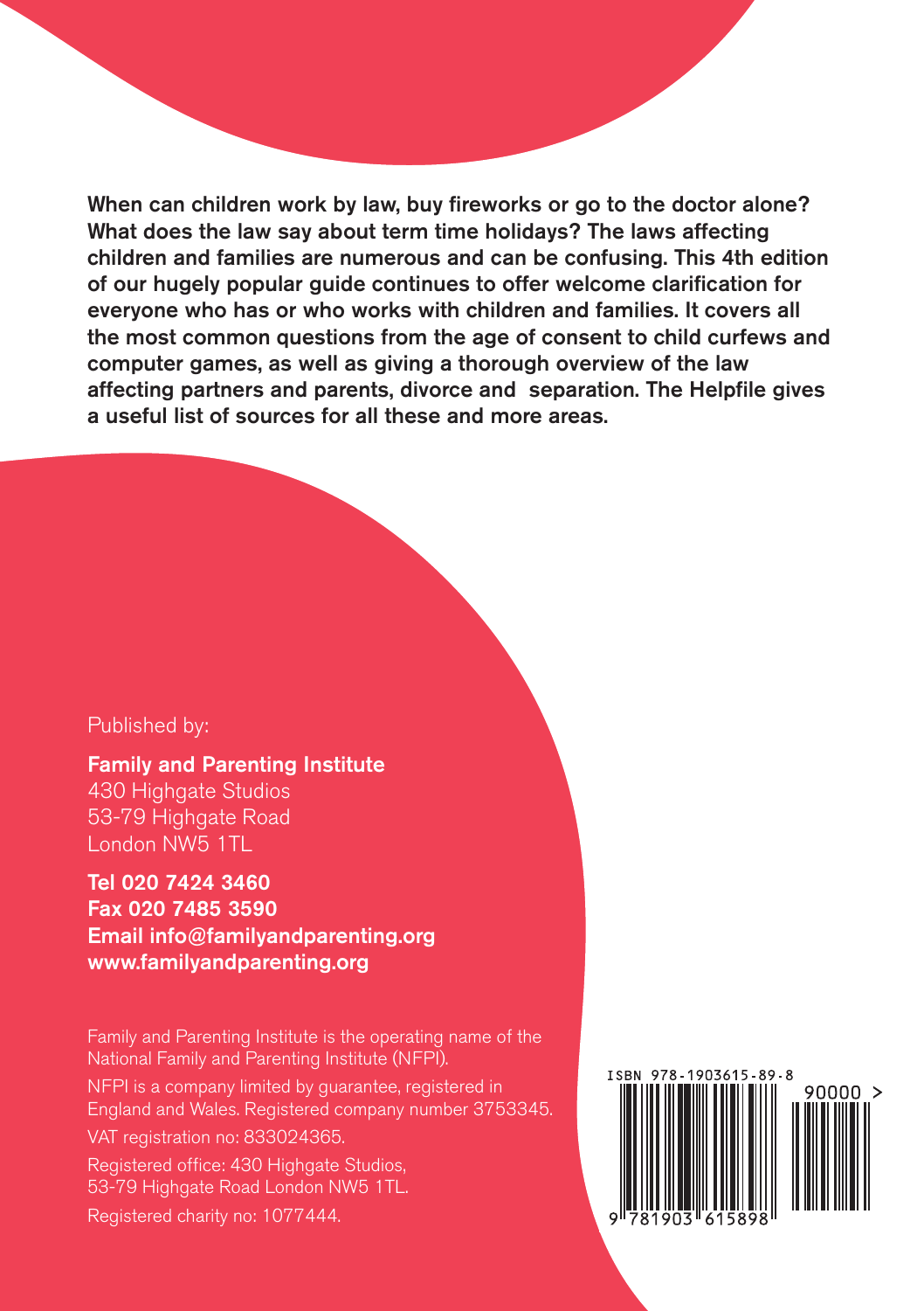**When can children work by law, buy fireworks or go to the doctor alone? What does the law say about term time holidays? The laws affecting children and families are numerous and can be confusing. This 4th edition of our hugely popular guide continues to offer welcome clarification for everyone who has or who works with children and families. It covers all the most common questions from the age of consent to child curfews and computer games, as well as giving a thorough overview of the law affecting partners and parents, divorce and separation. The Helpfile gives a useful list of sources for all these and more areas.**

Published by:

**Family and Parenting Institute**
430 Highgate Studios
53-79 Highgate Road
London NW5 1TL

**Tel 020 7424 3460**
**Fax 020 7485 3590**
**Email info@familyandparenting.org**
**www.familyandparenting.org**

Family and Parenting Institute is the operating name of the National Family and Parenting Institute (NFPI).

NFPI is a company limited by guarantee, registered in England and Wales. Registered company number 3753345.

VAT registration no: 833024365.

Registered office: 430 Highgate Studios, 53-79 Highgate Road London NW5 1TL.

Registered charity no: 1077444.

ISBN 978-1903615-89-8

90000 >

9 781903 615898